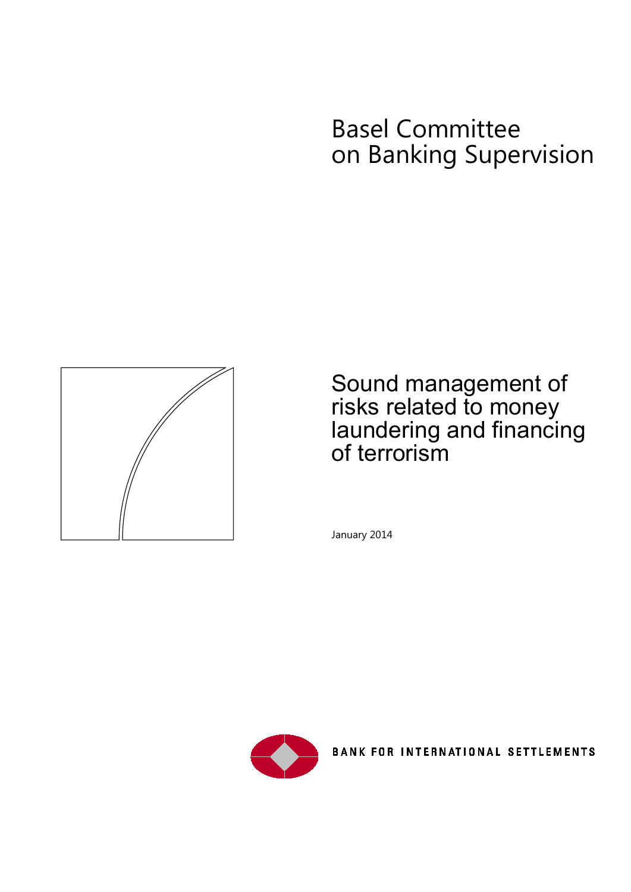# Basel Committee on Banking Supervision

# Sound management of risks related to money laundering and financing of terrorism

January 2014

BANK FOR INTERNATIONAL SETTLEMENTS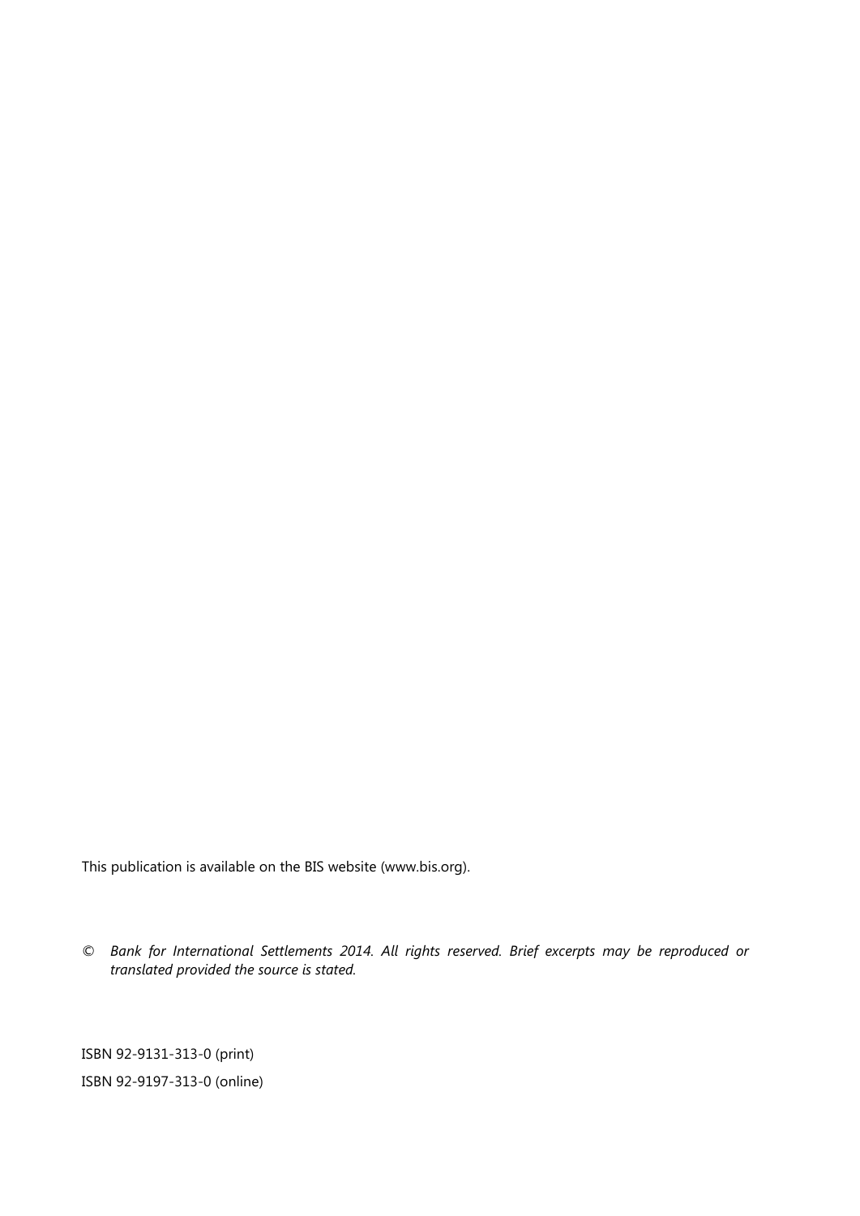This publication is available on the BIS website (www.bis.org).

© *Bank for International Settlements 2014. All rights reserved. Brief excerpts may be reproduced or translated provided the source is stated.*

ISBN 92-9131-313-0 (print)

ISBN 92-9197-313-0 (online)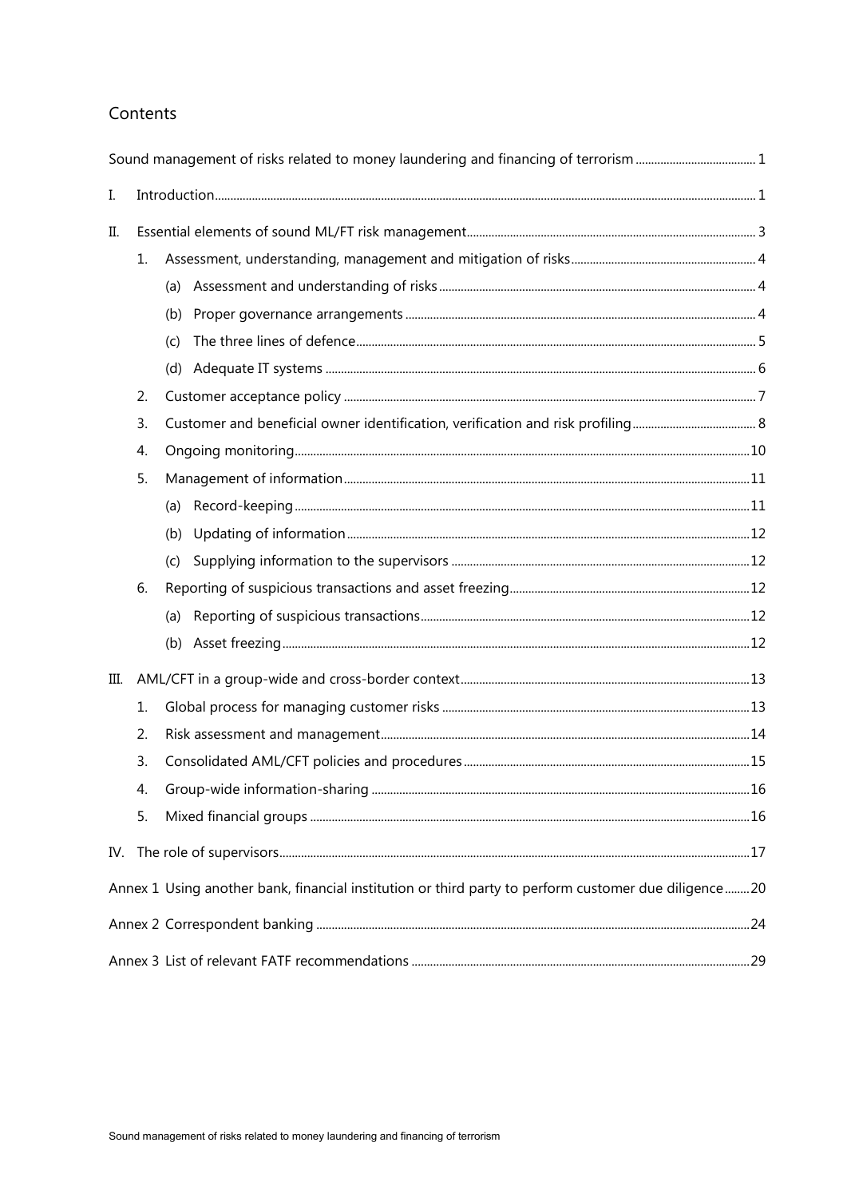# Contents

Sound management of risks related to money laundering and financing of terrorism ....................................... 1

I. Introduction ........................................................................................................................................................................ 1

II. Essential elements of sound ML/FT risk management ............................................................................................. 3

1. Assessment, understanding, management and mitigation of risks ............................................................ 4
   - (a) Assessment and understanding of risks ....................................................................................................... 4
   - (b) Proper governance arrangements .................................................................................................................. 4
   - (c) The three lines of defence ................................................................................................................................ 5
   - (d) Adequate IT systems ........................................................................................................................................... 6
2. Customer acceptance policy ...................................................................................................................................... 7
3. Customer and beneficial owner identification, verification and risk profiling ........................................ 8
4. Ongoing monitoring .................................................................................................................................................... 10
5. Management of information ................................................................................................................................... 11
   - (a) Record-keeping ................................................................................................................................................... 11
   - (b) Updating of information .................................................................................................................................. 12
   - (c) Supplying information to the supervisors ................................................................................................. 12
6. Reporting of suspicious transactions and asset freezing .............................................................................. 12
   - (a) Reporting of suspicious transactions ........................................................................................................... 12
   - (b) Asset freezing ....................................................................................................................................................... 12

III. AML/CFT in a group-wide and cross-border context ............................................................................................. 13

1. Global process for managing customer risks ..................................................................................................... 13
2. Risk assessment and management ........................................................................................................................ 14
3. Consolidated AML/CFT policies and procedures ............................................................................................. 15
4. Group-wide information-sharing ........................................................................................................................... 16
5. Mixed financial groups ............................................................................................................................................... 16

IV. The role of supervisors .................................................................................................................................................... 17

Annex 1 Using another bank, financial institution or third party to perform customer due diligence ........ 20

Annex 2 Correspondent banking ........................................................................................................................................ 24

Annex 3 List of relevant FATF recommendations .......................................................................................................... 29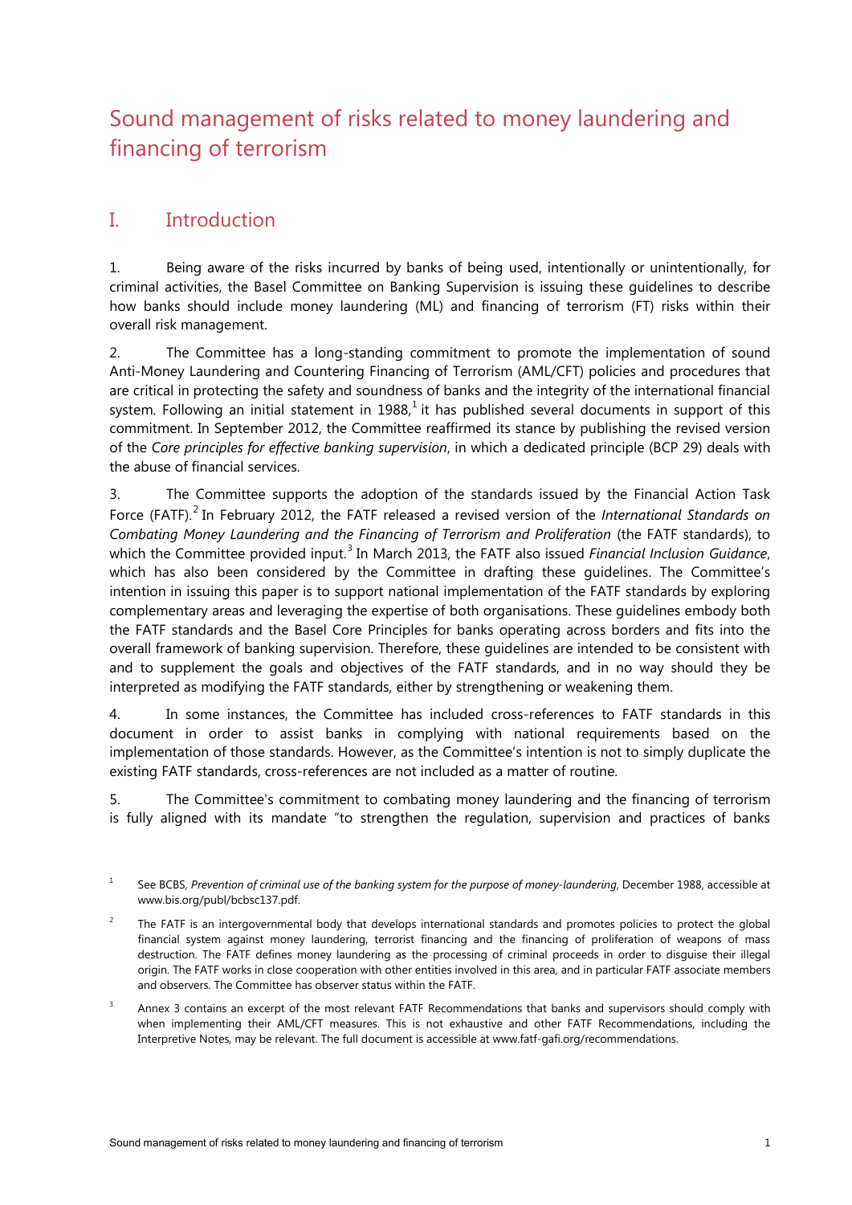# Sound management of risks related to money laundering and financing of terrorism

## I. Introduction

1. Being aware of the risks incurred by banks of being used, intentionally or unintentionally, for criminal activities, the Basel Committee on Banking Supervision is issuing these guidelines to describe how banks should include money laundering (ML) and financing of terrorism (FT) risks within their overall risk management.

2. The Committee has a long-standing commitment to promote the implementation of sound Anti-Money Laundering and Countering Financing of Terrorism (AML/CFT) policies and procedures that are critical in protecting the safety and soundness of banks and the integrity of the international financial system. Following an initial statement in 1988,[1] it has published several documents in support of this commitment. In September 2012, the Committee reaffirmed its stance by publishing the revised version of the *Core principles for effective banking supervision*, in which a dedicated principle (BCP 29) deals with the abuse of financial services.

3. The Committee supports the adoption of the standards issued by the Financial Action Task Force (FATF).[2] In February 2012, the FATF released a revised version of the *International Standards on Combating Money Laundering and the Financing of Terrorism and Proliferation* (the FATF standards), to which the Committee provided input.[3] In March 2013, the FATF also issued *Financial Inclusion Guidance*, which has also been considered by the Committee in drafting these guidelines. The Committee's intention in issuing this paper is to support national implementation of the FATF standards by exploring complementary areas and leveraging the expertise of both organisations. These guidelines embody both the FATF standards and the Basel Core Principles for banks operating across borders and fits into the overall framework of banking supervision. Therefore, these guidelines are intended to be consistent with and to supplement the goals and objectives of the FATF standards, and in no way should they be interpreted as modifying the FATF standards, either by strengthening or weakening them.

4. In some instances, the Committee has included cross-references to FATF standards in this document in order to assist banks in complying with national requirements based on the implementation of those standards. However, as the Committee's intention is not to simply duplicate the existing FATF standards, cross-references are not included as a matter of routine.

5. The Committee's commitment to combating money laundering and the financing of terrorism is fully aligned with its mandate "to strengthen the regulation, supervision and practices of banks

---

[1] See BCBS, *Prevention of criminal use of the banking system for the purpose of money-laundering*, December 1988, accessible at www.bis.org/publ/bcbsc137.pdf.

[2] The FATF is an intergovernmental body that develops international standards and promotes policies to protect the global financial system against money laundering, terrorist financing and the financing of proliferation of weapons of mass destruction. The FATF defines money laundering as the processing of criminal proceeds in order to disguise their illegal origin. The FATF works in close cooperation with other entities involved in this area, and in particular FATF associate members and observers. The Committee has observer status within the FATF.

[3] Annex 3 contains an excerpt of the most relevant FATF Recommendations that banks and supervisors should comply with when implementing their AML/CFT measures. This is not exhaustive and other FATF Recommendations, including the Interpretive Notes, may be relevant. The full document is accessible at www.fatf-gafi.org/recommendations.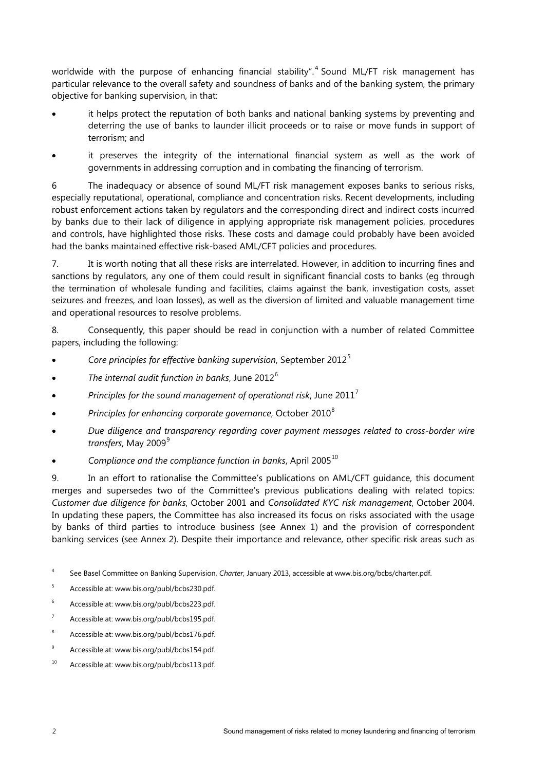worldwide with the purpose of enhancing financial stability".[4] Sound ML/FT risk management has particular relevance to the overall safety and soundness of banks and of the banking system, the primary objective for banking supervision, in that:

- it helps protect the reputation of both banks and national banking systems by preventing and deterring the use of banks to launder illicit proceeds or to raise or move funds in support of terrorism; and
- it preserves the integrity of the international financial system as well as the work of governments in addressing corruption and in combating the financing of terrorism.

6 The inadequacy or absence of sound ML/FT risk management exposes banks to serious risks, especially reputational, operational, compliance and concentration risks. Recent developments, including robust enforcement actions taken by regulators and the corresponding direct and indirect costs incurred by banks due to their lack of diligence in applying appropriate risk management policies, procedures and controls, have highlighted those risks. These costs and damage could probably have been avoided had the banks maintained effective risk-based AML/CFT policies and procedures.

7. It is worth noting that all these risks are interrelated. However, in addition to incurring fines and sanctions by regulators, any one of them could result in significant financial costs to banks (eg through the termination of wholesale funding and facilities, claims against the bank, investigation costs, asset seizures and freezes, and loan losses), as well as the diversion of limited and valuable management time and operational resources to resolve problems.

8. Consequently, this paper should be read in conjunction with a number of related Committee papers, including the following:

- *Core principles for effective banking supervision*, September 2012[5]
- *The internal audit function in banks*, June 2012[6]
- *Principles for the sound management of operational risk*, June 2011[7]
- *Principles for enhancing corporate governance*, October 2010[8]
- *Due diligence and transparency regarding cover payment messages related to cross-border wire transfers*, May 2009[9]
- *Compliance and the compliance function in banks*, April 2005[10]

9. In an effort to rationalise the Committee's publications on AML/CFT guidance, this document merges and supersedes two of the Committee's previous publications dealing with related topics: *Customer due diligence for banks*, October 2001 and *Consolidated KYC risk management*, October 2004. In updating these papers, the Committee has also increased its focus on risks associated with the usage by banks of third parties to introduce business (see Annex 1) and the provision of correspondent banking services (see Annex 2). Despite their importance and relevance, other specific risk areas such as

[4] See Basel Committee on Banking Supervision, *Charter*, January 2013, accessible at www.bis.org/bcbs/charter.pdf.

[5] Accessible at: www.bis.org/publ/bcbs230.pdf.

[6] Accessible at: www.bis.org/publ/bcbs223.pdf.

[7] Accessible at: www.bis.org/publ/bcbs195.pdf.

[8] Accessible at: www.bis.org/publ/bcbs176.pdf.

[9] Accessible at: www.bis.org/publ/bcbs154.pdf.

[10] Accessible at: www.bis.org/publ/bcbs113.pdf.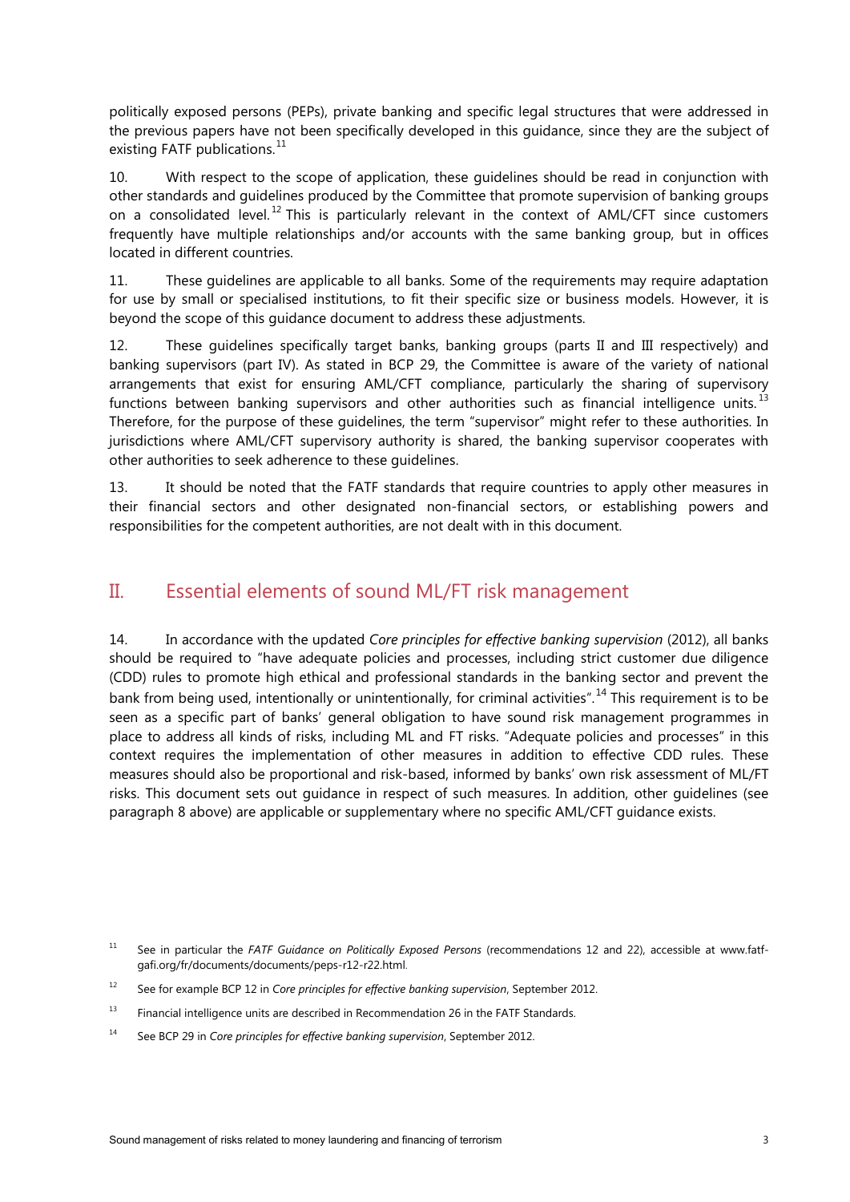politically exposed persons (PEPs), private banking and specific legal structures that were addressed in the previous papers have not been specifically developed in this guidance, since they are the subject of existing FATF publications.[11]

10. With respect to the scope of application, these guidelines should be read in conjunction with other standards and guidelines produced by the Committee that promote supervision of banking groups on a consolidated level.[12] This is particularly relevant in the context of AML/CFT since customers frequently have multiple relationships and/or accounts with the same banking group, but in offices located in different countries.

11. These guidelines are applicable to all banks. Some of the requirements may require adaptation for use by small or specialised institutions, to fit their specific size or business models. However, it is beyond the scope of this guidance document to address these adjustments.

12. These guidelines specifically target banks, banking groups (parts II and III respectively) and banking supervisors (part IV). As stated in BCP 29, the Committee is aware of the variety of national arrangements that exist for ensuring AML/CFT compliance, particularly the sharing of supervisory functions between banking supervisors and other authorities such as financial intelligence units.[13] Therefore, for the purpose of these guidelines, the term "supervisor" might refer to these authorities. In jurisdictions where AML/CFT supervisory authority is shared, the banking supervisor cooperates with other authorities to seek adherence to these guidelines.

13. It should be noted that the FATF standards that require countries to apply other measures in their financial sectors and other designated non-financial sectors, or establishing powers and responsibilities for the competent authorities, are not dealt with in this document.

## II. Essential elements of sound ML/FT risk management

14. In accordance with the updated *Core principles for effective banking supervision* (2012), all banks should be required to "have adequate policies and processes, including strict customer due diligence (CDD) rules to promote high ethical and professional standards in the banking sector and prevent the bank from being used, intentionally or unintentionally, for criminal activities".[14] This requirement is to be seen as a specific part of banks' general obligation to have sound risk management programmes in place to address all kinds of risks, including ML and FT risks. "Adequate policies and processes" in this context requires the implementation of other measures in addition to effective CDD rules. These measures should also be proportional and risk-based, informed by banks' own risk assessment of ML/FT risks. This document sets out guidance in respect of such measures. In addition, other guidelines (see paragraph 8 above) are applicable or supplementary where no specific AML/CFT guidance exists.

---

[11] See in particular the *FATF Guidance on Politically Exposed Persons* (recommendations 12 and 22), accessible at www.fatf-gafi.org/fr/documents/documents/peps-r12-r22.html.

[12] See for example BCP 12 in *Core principles for effective banking supervision*, September 2012.

[13] Financial intelligence units are described in Recommendation 26 in the FATF Standards.

[14] See BCP 29 in *Core principles for effective banking supervision*, September 2012.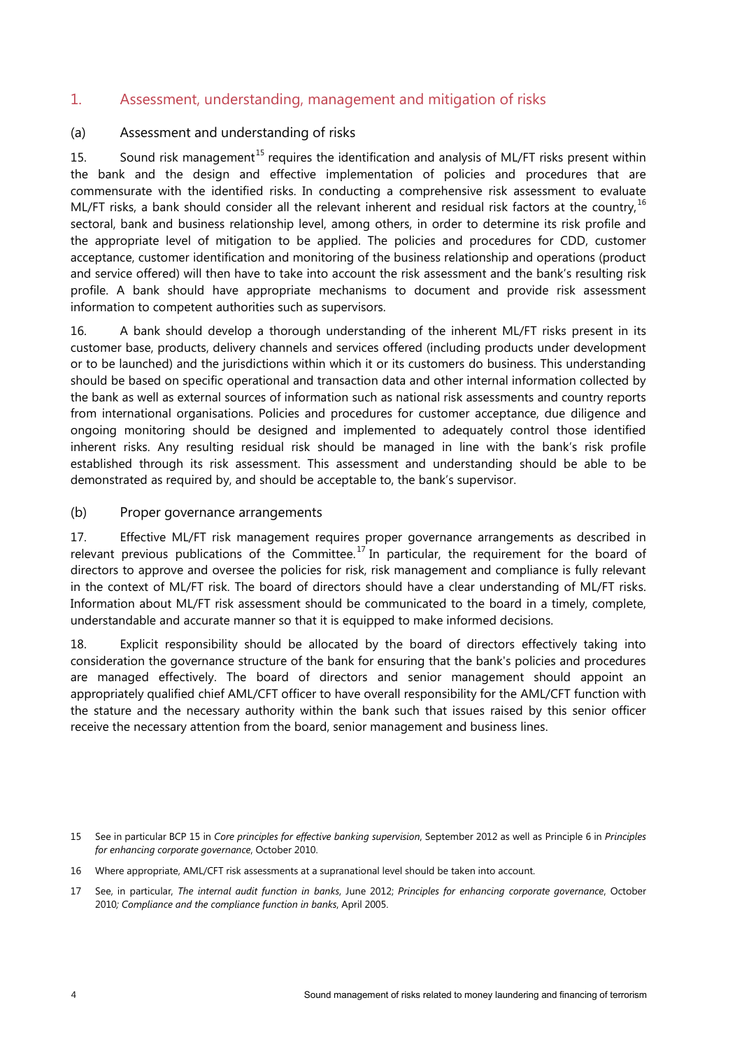## 1. Assessment, understanding, management and mitigation of risks

### (a) Assessment and understanding of risks

15. Sound risk management[15] requires the identification and analysis of ML/FT risks present within the bank and the design and effective implementation of policies and procedures that are commensurate with the identified risks. In conducting a comprehensive risk assessment to evaluate ML/FT risks, a bank should consider all the relevant inherent and residual risk factors at the country,[16] sectoral, bank and business relationship level, among others, in order to determine its risk profile and the appropriate level of mitigation to be applied. The policies and procedures for CDD, customer acceptance, customer identification and monitoring of the business relationship and operations (product and service offered) will then have to take into account the risk assessment and the bank's resulting risk profile. A bank should have appropriate mechanisms to document and provide risk assessment information to competent authorities such as supervisors.

16. A bank should develop a thorough understanding of the inherent ML/FT risks present in its customer base, products, delivery channels and services offered (including products under development or to be launched) and the jurisdictions within which it or its customers do business. This understanding should be based on specific operational and transaction data and other internal information collected by the bank as well as external sources of information such as national risk assessments and country reports from international organisations. Policies and procedures for customer acceptance, due diligence and ongoing monitoring should be designed and implemented to adequately control those identified inherent risks. Any resulting residual risk should be managed in line with the bank's risk profile established through its risk assessment. This assessment and understanding should be able to be demonstrated as required by, and should be acceptable to, the bank's supervisor.

### (b) Proper governance arrangements

17. Effective ML/FT risk management requires proper governance arrangements as described in relevant previous publications of the Committee.[17] In particular, the requirement for the board of directors to approve and oversee the policies for risk, risk management and compliance is fully relevant in the context of ML/FT risk. The board of directors should have a clear understanding of ML/FT risks. Information about ML/FT risk assessment should be communicated to the board in a timely, complete, understandable and accurate manner so that it is equipped to make informed decisions.

18. Explicit responsibility should be allocated by the board of directors effectively taking into consideration the governance structure of the bank for ensuring that the bank's policies and procedures are managed effectively. The board of directors and senior management should appoint an appropriately qualified chief AML/CFT officer to have overall responsibility for the AML/CFT function with the stature and the necessary authority within the bank such that issues raised by this senior officer receive the necessary attention from the board, senior management and business lines.

---

15 See in particular BCP 15 in *Core principles for effective banking supervision*, September 2012 as well as Principle 6 in *Principles for enhancing corporate governance*, October 2010.

16 Where appropriate, AML/CFT risk assessments at a supranational level should be taken into account.

17 See, in particular, *The internal audit function in banks*, June 2012; *Principles for enhancing corporate governance*, October 2010; *Compliance and the compliance function in banks*, April 2005.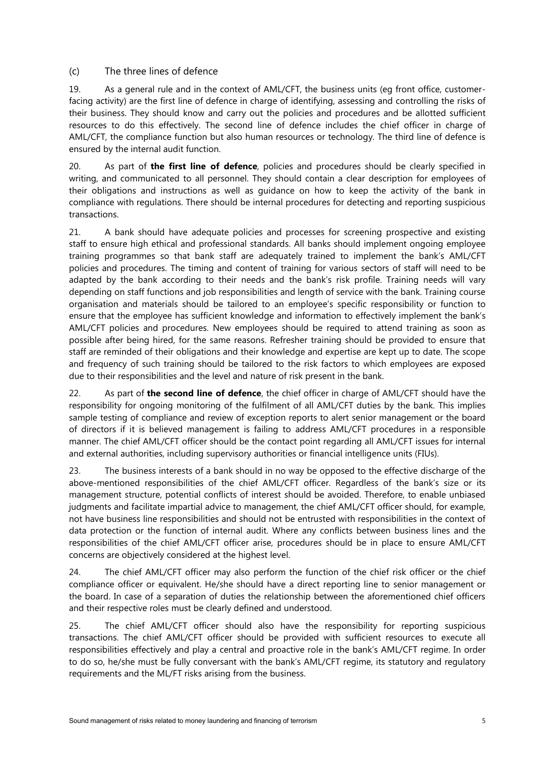### (c) The three lines of defence

19. As a general rule and in the context of AML/CFT, the business units (eg front office, customer-facing activity) are the first line of defence in charge of identifying, assessing and controlling the risks of their business. They should know and carry out the policies and procedures and be allotted sufficient resources to do this effectively. The second line of defence includes the chief officer in charge of AML/CFT, the compliance function but also human resources or technology. The third line of defence is ensured by the internal audit function.

20. As part of **the first line of defence**, policies and procedures should be clearly specified in writing, and communicated to all personnel. They should contain a clear description for employees of their obligations and instructions as well as guidance on how to keep the activity of the bank in compliance with regulations. There should be internal procedures for detecting and reporting suspicious transactions.

21. A bank should have adequate policies and processes for screening prospective and existing staff to ensure high ethical and professional standards. All banks should implement ongoing employee training programmes so that bank staff are adequately trained to implement the bank's AML/CFT policies and procedures. The timing and content of training for various sectors of staff will need to be adapted by the bank according to their needs and the bank's risk profile. Training needs will vary depending on staff functions and job responsibilities and length of service with the bank. Training course organisation and materials should be tailored to an employee's specific responsibility or function to ensure that the employee has sufficient knowledge and information to effectively implement the bank's AML/CFT policies and procedures. New employees should be required to attend training as soon as possible after being hired, for the same reasons. Refresher training should be provided to ensure that staff are reminded of their obligations and their knowledge and expertise are kept up to date. The scope and frequency of such training should be tailored to the risk factors to which employees are exposed due to their responsibilities and the level and nature of risk present in the bank.

22. As part of **the second line of defence**, the chief officer in charge of AML/CFT should have the responsibility for ongoing monitoring of the fulfilment of all AML/CFT duties by the bank. This implies sample testing of compliance and review of exception reports to alert senior management or the board of directors if it is believed management is failing to address AML/CFT procedures in a responsible manner. The chief AML/CFT officer should be the contact point regarding all AML/CFT issues for internal and external authorities, including supervisory authorities or financial intelligence units (FIUs).

23. The business interests of a bank should in no way be opposed to the effective discharge of the above-mentioned responsibilities of the chief AML/CFT officer. Regardless of the bank's size or its management structure, potential conflicts of interest should be avoided. Therefore, to enable unbiased judgments and facilitate impartial advice to management, the chief AML/CFT officer should, for example, not have business line responsibilities and should not be entrusted with responsibilities in the context of data protection or the function of internal audit. Where any conflicts between business lines and the responsibilities of the chief AML/CFT officer arise, procedures should be in place to ensure AML/CFT concerns are objectively considered at the highest level.

24. The chief AML/CFT officer may also perform the function of the chief risk officer or the chief compliance officer or equivalent. He/she should have a direct reporting line to senior management or the board. In case of a separation of duties the relationship between the aforementioned chief officers and their respective roles must be clearly defined and understood.

25. The chief AML/CFT officer should also have the responsibility for reporting suspicious transactions. The chief AML/CFT officer should be provided with sufficient resources to execute all responsibilities effectively and play a central and proactive role in the bank's AML/CFT regime. In order to do so, he/she must be fully conversant with the bank's AML/CFT regime, its statutory and regulatory requirements and the ML/FT risks arising from the business.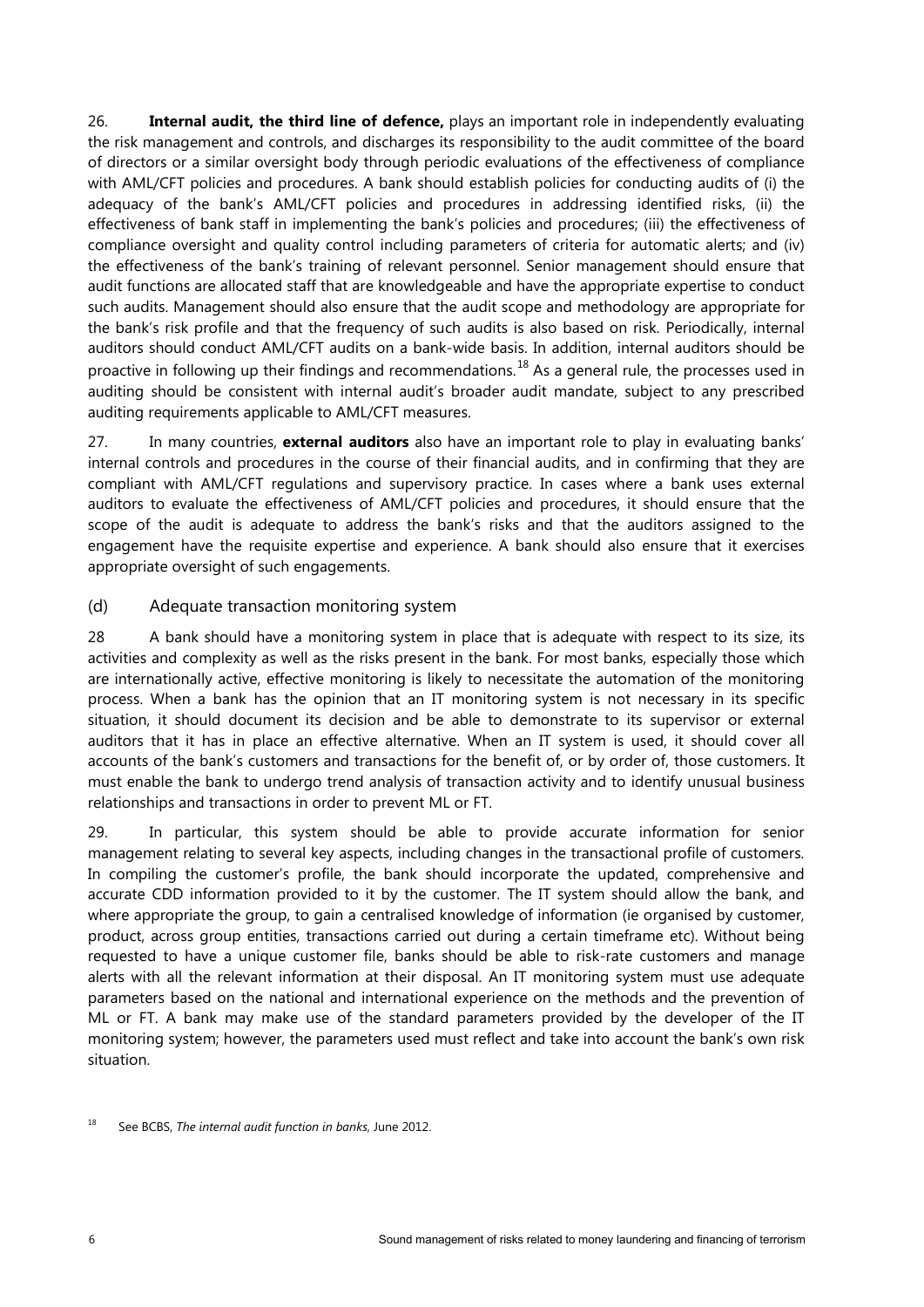26. **Internal audit, the third line of defence,** plays an important role in independently evaluating the risk management and controls, and discharges its responsibility to the audit committee of the board of directors or a similar oversight body through periodic evaluations of the effectiveness of compliance with AML/CFT policies and procedures. A bank should establish policies for conducting audits of (i) the adequacy of the bank's AML/CFT policies and procedures in addressing identified risks, (ii) the effectiveness of bank staff in implementing the bank's policies and procedures; (iii) the effectiveness of compliance oversight and quality control including parameters of criteria for automatic alerts; and (iv) the effectiveness of the bank's training of relevant personnel. Senior management should ensure that audit functions are allocated staff that are knowledgeable and have the appropriate expertise to conduct such audits. Management should also ensure that the audit scope and methodology are appropriate for the bank's risk profile and that the frequency of such audits is also based on risk. Periodically, internal auditors should conduct AML/CFT audits on a bank-wide basis. In addition, internal auditors should be proactive in following up their findings and recommendations.[18] As a general rule, the processes used in auditing should be consistent with internal audit's broader audit mandate, subject to any prescribed auditing requirements applicable to AML/CFT measures.

27. In many countries, **external auditors** also have an important role to play in evaluating banks' internal controls and procedures in the course of their financial audits, and in confirming that they are compliant with AML/CFT regulations and supervisory practice. In cases where a bank uses external auditors to evaluate the effectiveness of AML/CFT policies and procedures, it should ensure that the scope of the audit is adequate to address the bank's risks and that the auditors assigned to the engagement have the requisite expertise and experience. A bank should also ensure that it exercises appropriate oversight of such engagements.

### (d) Adequate transaction monitoring system

28 A bank should have a monitoring system in place that is adequate with respect to its size, its activities and complexity as well as the risks present in the bank. For most banks, especially those which are internationally active, effective monitoring is likely to necessitate the automation of the monitoring process. When a bank has the opinion that an IT monitoring system is not necessary in its specific situation, it should document its decision and be able to demonstrate to its supervisor or external auditors that it has in place an effective alternative. When an IT system is used, it should cover all accounts of the bank's customers and transactions for the benefit of, or by order of, those customers. It must enable the bank to undergo trend analysis of transaction activity and to identify unusual business relationships and transactions in order to prevent ML or FT.

29. In particular, this system should be able to provide accurate information for senior management relating to several key aspects, including changes in the transactional profile of customers. In compiling the customer's profile, the bank should incorporate the updated, comprehensive and accurate CDD information provided to it by the customer. The IT system should allow the bank, and where appropriate the group, to gain a centralised knowledge of information (ie organised by customer, product, across group entities, transactions carried out during a certain timeframe etc). Without being requested to have a unique customer file, banks should be able to risk-rate customers and manage alerts with all the relevant information at their disposal. An IT monitoring system must use adequate parameters based on the national and international experience on the methods and the prevention of ML or FT. A bank may make use of the standard parameters provided by the developer of the IT monitoring system; however, the parameters used must reflect and take into account the bank's own risk situation.

[18] See BCBS, *The internal audit function in banks*, June 2012.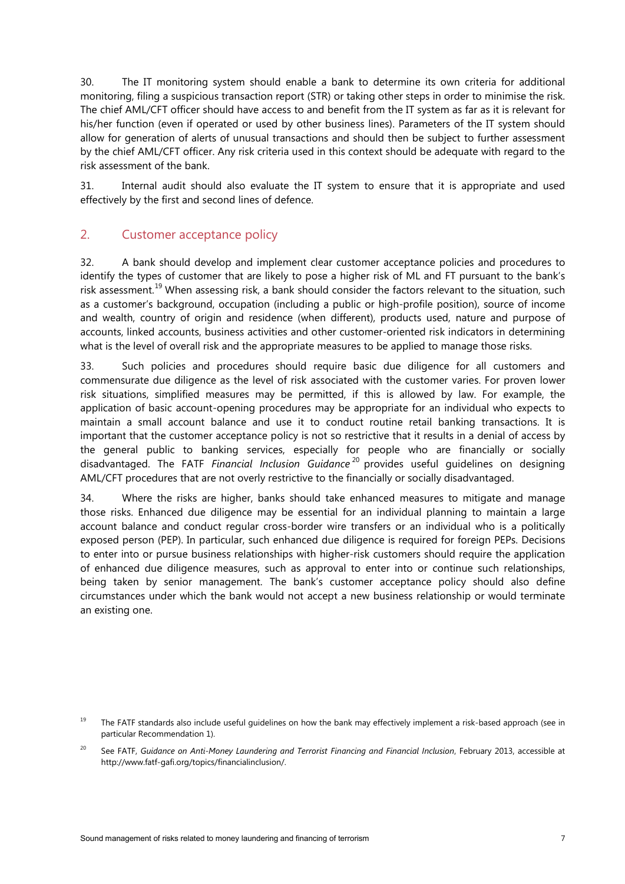30. The IT monitoring system should enable a bank to determine its own criteria for additional monitoring, filing a suspicious transaction report (STR) or taking other steps in order to minimise the risk. The chief AML/CFT officer should have access to and benefit from the IT system as far as it is relevant for his/her function (even if operated or used by other business lines). Parameters of the IT system should allow for generation of alerts of unusual transactions and should then be subject to further assessment by the chief AML/CFT officer. Any risk criteria used in this context should be adequate with regard to the risk assessment of the bank.

31. Internal audit should also evaluate the IT system to ensure that it is appropriate and used effectively by the first and second lines of defence.

## 2. Customer acceptance policy

32. A bank should develop and implement clear customer acceptance policies and procedures to identify the types of customer that are likely to pose a higher risk of ML and FT pursuant to the bank's risk assessment.[19] When assessing risk, a bank should consider the factors relevant to the situation, such as a customer's background, occupation (including a public or high-profile position), source of income and wealth, country of origin and residence (when different), products used, nature and purpose of accounts, linked accounts, business activities and other customer-oriented risk indicators in determining what is the level of overall risk and the appropriate measures to be applied to manage those risks.

33. Such policies and procedures should require basic due diligence for all customers and commensurate due diligence as the level of risk associated with the customer varies. For proven lower risk situations, simplified measures may be permitted, if this is allowed by law. For example, the application of basic account-opening procedures may be appropriate for an individual who expects to maintain a small account balance and use it to conduct routine retail banking transactions. It is important that the customer acceptance policy is not so restrictive that it results in a denial of access by the general public to banking services, especially for people who are financially or socially disadvantaged. The FATF *Financial Inclusion Guidance*[20] provides useful guidelines on designing AML/CFT procedures that are not overly restrictive to the financially or socially disadvantaged.

34. Where the risks are higher, banks should take enhanced measures to mitigate and manage those risks. Enhanced due diligence may be essential for an individual planning to maintain a large account balance and conduct regular cross-border wire transfers or an individual who is a politically exposed person (PEP). In particular, such enhanced due diligence is required for foreign PEPs. Decisions to enter into or pursue business relationships with higher-risk customers should require the application of enhanced due diligence measures, such as approval to enter into or continue such relationships, being taken by senior management. The bank's customer acceptance policy should also define circumstances under which the bank would not accept a new business relationship or would terminate an existing one.

---

[19] The FATF standards also include useful guidelines on how the bank may effectively implement a risk-based approach (see in particular Recommendation 1).

[20] See FATF, *Guidance on Anti-Money Laundering and Terrorist Financing and Financial Inclusion*, February 2013, accessible at http://www.fatf-gafi.org/topics/financialinclusion/.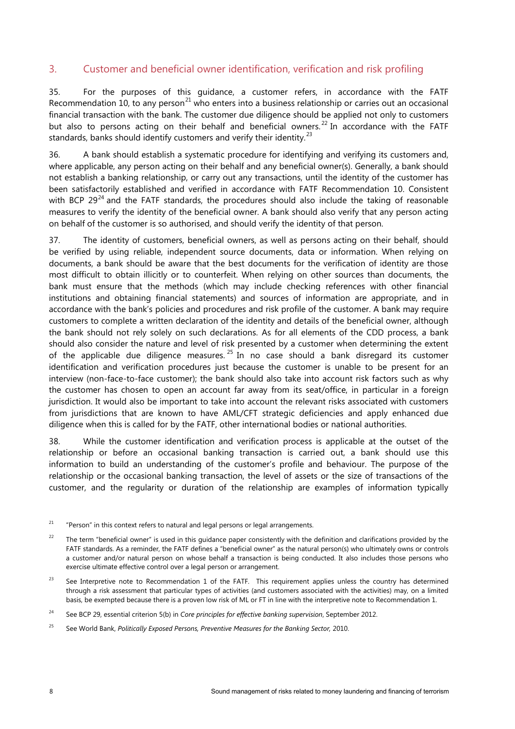## 3. Customer and beneficial owner identification, verification and risk profiling

35. For the purposes of this guidance, a customer refers, in accordance with the FATF Recommendation 10, to any person[21] who enters into a business relationship or carries out an occasional financial transaction with the bank. The customer due diligence should be applied not only to customers but also to persons acting on their behalf and beneficial owners.[22] In accordance with the FATF standards, banks should identify customers and verify their identity.[23]

36. A bank should establish a systematic procedure for identifying and verifying its customers and, where applicable, any person acting on their behalf and any beneficial owner(s). Generally, a bank should not establish a banking relationship, or carry out any transactions, until the identity of the customer has been satisfactorily established and verified in accordance with FATF Recommendation 10. Consistent with BCP 29[24] and the FATF standards, the procedures should also include the taking of reasonable measures to verify the identity of the beneficial owner. A bank should also verify that any person acting on behalf of the customer is so authorised, and should verify the identity of that person.

37. The identity of customers, beneficial owners, as well as persons acting on their behalf, should be verified by using reliable, independent source documents, data or information. When relying on documents, a bank should be aware that the best documents for the verification of identity are those most difficult to obtain illicitly or to counterfeit. When relying on other sources than documents, the bank must ensure that the methods (which may include checking references with other financial institutions and obtaining financial statements) and sources of information are appropriate, and in accordance with the bank's policies and procedures and risk profile of the customer. A bank may require customers to complete a written declaration of the identity and details of the beneficial owner, although the bank should not rely solely on such declarations. As for all elements of the CDD process, a bank should also consider the nature and level of risk presented by a customer when determining the extent of the applicable due diligence measures.[25] In no case should a bank disregard its customer identification and verification procedures just because the customer is unable to be present for an interview (non-face-to-face customer); the bank should also take into account risk factors such as why the customer has chosen to open an account far away from its seat/office, in particular in a foreign jurisdiction. It would also be important to take into account the relevant risks associated with customers from jurisdictions that are known to have AML/CFT strategic deficiencies and apply enhanced due diligence when this is called for by the FATF, other international bodies or national authorities.

38. While the customer identification and verification process is applicable at the outset of the relationship or before an occasional banking transaction is carried out, a bank should use this information to build an understanding of the customer's profile and behaviour. The purpose of the relationship or the occasional banking transaction, the level of assets or the size of transactions of the customer, and the regularity or duration of the relationship are examples of information typically

---

[21] "Person" in this context refers to natural and legal persons or legal arrangements.

[22] The term "beneficial owner" is used in this guidance paper consistently with the definition and clarifications provided by the FATF standards. As a reminder, the FATF defines a "beneficial owner" as the natural person(s) who ultimately owns or controls a customer and/or natural person on whose behalf a transaction is being conducted. It also includes those persons who exercise ultimate effective control over a legal person or arrangement.

[23] See Interpretive note to Recommendation 1 of the FATF. This requirement applies unless the country has determined through a risk assessment that particular types of activities (and customers associated with the activities) may, on a limited basis, be exempted because there is a proven low risk of ML or FT in line with the interpretive note to Recommendation 1.

[24] See BCP 29, essential criterion 5(b) in *Core principles for effective banking supervision*, September 2012.

[25] See World Bank, *Politically Exposed Persons, Preventive Measures for the Banking Sector,* 2010.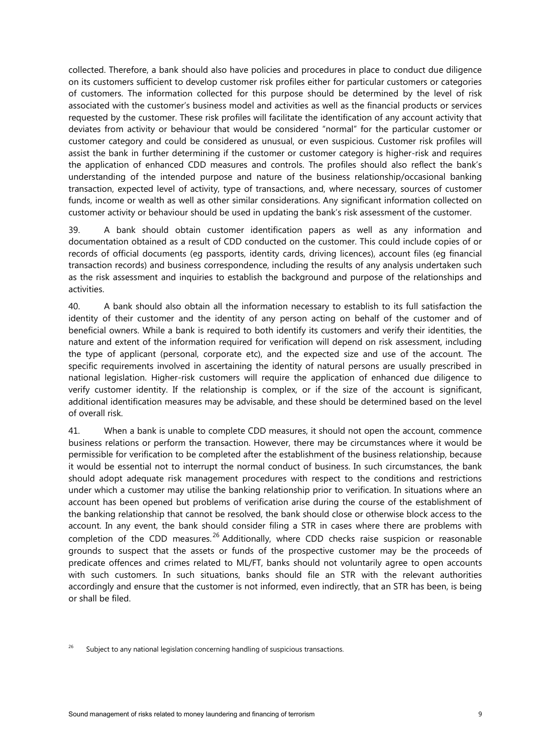collected. Therefore, a bank should also have policies and procedures in place to conduct due diligence on its customers sufficient to develop customer risk profiles either for particular customers or categories of customers. The information collected for this purpose should be determined by the level of risk associated with the customer's business model and activities as well as the financial products or services requested by the customer. These risk profiles will facilitate the identification of any account activity that deviates from activity or behaviour that would be considered "normal" for the particular customer or customer category and could be considered as unusual, or even suspicious. Customer risk profiles will assist the bank in further determining if the customer or customer category is higher-risk and requires the application of enhanced CDD measures and controls. The profiles should also reflect the bank's understanding of the intended purpose and nature of the business relationship/occasional banking transaction, expected level of activity, type of transactions, and, where necessary, sources of customer funds, income or wealth as well as other similar considerations. Any significant information collected on customer activity or behaviour should be used in updating the bank's risk assessment of the customer.

39. A bank should obtain customer identification papers as well as any information and documentation obtained as a result of CDD conducted on the customer. This could include copies of or records of official documents (eg passports, identity cards, driving licences), account files (eg financial transaction records) and business correspondence, including the results of any analysis undertaken such as the risk assessment and inquiries to establish the background and purpose of the relationships and activities.

40. A bank should also obtain all the information necessary to establish to its full satisfaction the identity of their customer and the identity of any person acting on behalf of the customer and of beneficial owners. While a bank is required to both identify its customers and verify their identities, the nature and extent of the information required for verification will depend on risk assessment, including the type of applicant (personal, corporate etc), and the expected size and use of the account. The specific requirements involved in ascertaining the identity of natural persons are usually prescribed in national legislation. Higher-risk customers will require the application of enhanced due diligence to verify customer identity. If the relationship is complex, or if the size of the account is significant, additional identification measures may be advisable, and these should be determined based on the level of overall risk.

41. When a bank is unable to complete CDD measures, it should not open the account, commence business relations or perform the transaction. However, there may be circumstances where it would be permissible for verification to be completed after the establishment of the business relationship, because it would be essential not to interrupt the normal conduct of business. In such circumstances, the bank should adopt adequate risk management procedures with respect to the conditions and restrictions under which a customer may utilise the banking relationship prior to verification. In situations where an account has been opened but problems of verification arise during the course of the establishment of the banking relationship that cannot be resolved, the bank should close or otherwise block access to the account. In any event, the bank should consider filing a STR in cases where there are problems with completion of the CDD measures.[26] Additionally, where CDD checks raise suspicion or reasonable grounds to suspect that the assets or funds of the prospective customer may be the proceeds of predicate offences and crimes related to ML/FT, banks should not voluntarily agree to open accounts with such customers. In such situations, banks should file an STR with the relevant authorities accordingly and ensure that the customer is not informed, even indirectly, that an STR has been, is being or shall be filed.

[26] Subject to any national legislation concerning handling of suspicious transactions.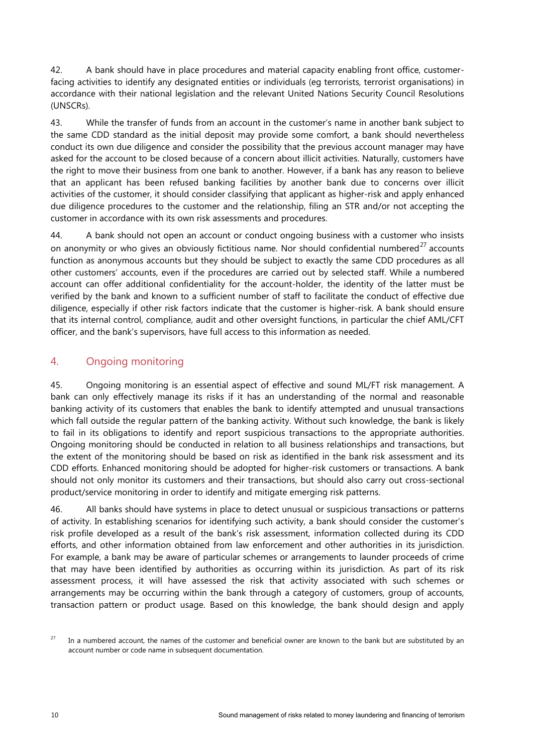42. A bank should have in place procedures and material capacity enabling front office, customer-facing activities to identify any designated entities or individuals (eg terrorists, terrorist organisations) in accordance with their national legislation and the relevant United Nations Security Council Resolutions (UNSCRs).

43. While the transfer of funds from an account in the customer's name in another bank subject to the same CDD standard as the initial deposit may provide some comfort, a bank should nevertheless conduct its own due diligence and consider the possibility that the previous account manager may have asked for the account to be closed because of a concern about illicit activities. Naturally, customers have the right to move their business from one bank to another. However, if a bank has any reason to believe that an applicant has been refused banking facilities by another bank due to concerns over illicit activities of the customer, it should consider classifying that applicant as higher-risk and apply enhanced due diligence procedures to the customer and the relationship, filing an STR and/or not accepting the customer in accordance with its own risk assessments and procedures.

44. A bank should not open an account or conduct ongoing business with a customer who insists on anonymity or who gives an obviously fictitious name. Nor should confidential numbered[27] accounts function as anonymous accounts but they should be subject to exactly the same CDD procedures as all other customers' accounts, even if the procedures are carried out by selected staff. While a numbered account can offer additional confidentiality for the account-holder, the identity of the latter must be verified by the bank and known to a sufficient number of staff to facilitate the conduct of effective due diligence, especially if other risk factors indicate that the customer is higher-risk. A bank should ensure that its internal control, compliance, audit and other oversight functions, in particular the chief AML/CFT officer, and the bank's supervisors, have full access to this information as needed.

## 4. Ongoing monitoring

45. Ongoing monitoring is an essential aspect of effective and sound ML/FT risk management. A bank can only effectively manage its risks if it has an understanding of the normal and reasonable banking activity of its customers that enables the bank to identify attempted and unusual transactions which fall outside the regular pattern of the banking activity. Without such knowledge, the bank is likely to fail in its obligations to identify and report suspicious transactions to the appropriate authorities. Ongoing monitoring should be conducted in relation to all business relationships and transactions, but the extent of the monitoring should be based on risk as identified in the bank risk assessment and its CDD efforts. Enhanced monitoring should be adopted for higher-risk customers or transactions. A bank should not only monitor its customers and their transactions, but should also carry out cross-sectional product/service monitoring in order to identify and mitigate emerging risk patterns.

46. All banks should have systems in place to detect unusual or suspicious transactions or patterns of activity. In establishing scenarios for identifying such activity, a bank should consider the customer's risk profile developed as a result of the bank's risk assessment, information collected during its CDD efforts, and other information obtained from law enforcement and other authorities in its jurisdiction. For example, a bank may be aware of particular schemes or arrangements to launder proceeds of crime that may have been identified by authorities as occurring within its jurisdiction. As part of its risk assessment process, it will have assessed the risk that activity associated with such schemes or arrangements may be occurring within the bank through a category of customers, group of accounts, transaction pattern or product usage. Based on this knowledge, the bank should design and apply

[27] In a numbered account, the names of the customer and beneficial owner are known to the bank but are substituted by an account number or code name in subsequent documentation.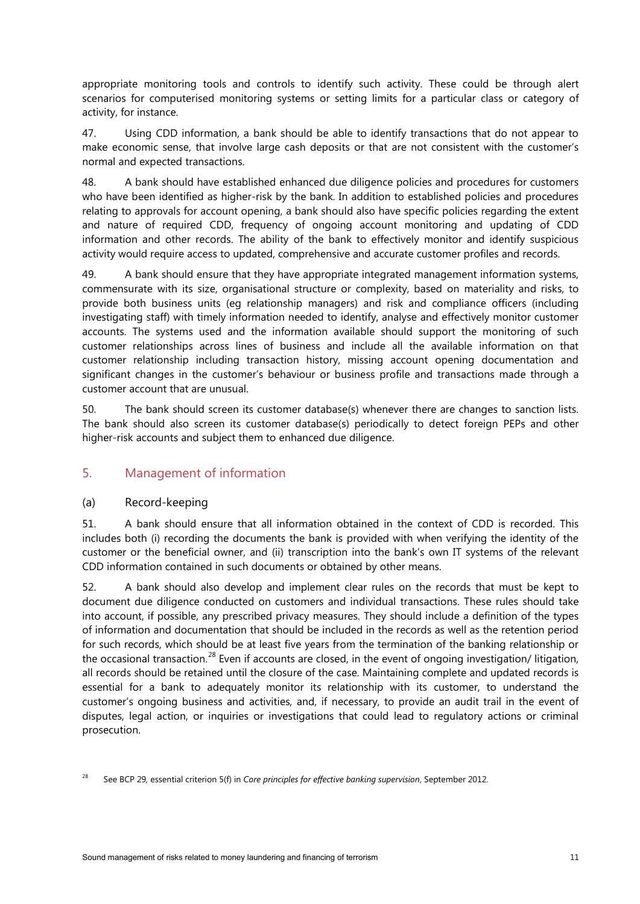appropriate monitoring tools and controls to identify such activity. These could be through alert scenarios for computerised monitoring systems or setting limits for a particular class or category of activity, for instance.

47. Using CDD information, a bank should be able to identify transactions that do not appear to make economic sense, that involve large cash deposits or that are not consistent with the customer's normal and expected transactions.

48. A bank should have established enhanced due diligence policies and procedures for customers who have been identified as higher-risk by the bank. In addition to established policies and procedures relating to approvals for account opening, a bank should also have specific policies regarding the extent and nature of required CDD, frequency of ongoing account monitoring and updating of CDD information and other records. The ability of the bank to effectively monitor and identify suspicious activity would require access to updated, comprehensive and accurate customer profiles and records.

49. A bank should ensure that they have appropriate integrated management information systems, commensurate with its size, organisational structure or complexity, based on materiality and risks, to provide both business units (eg relationship managers) and risk and compliance officers (including investigating staff) with timely information needed to identify, analyse and effectively monitor customer accounts. The systems used and the information available should support the monitoring of such customer relationships across lines of business and include all the available information on that customer relationship including transaction history, missing account opening documentation and significant changes in the customer's behaviour or business profile and transactions made through a customer account that are unusual.

50. The bank should screen its customer database(s) whenever there are changes to sanction lists. The bank should also screen its customer database(s) periodically to detect foreign PEPs and other higher-risk accounts and subject them to enhanced due diligence.

## 5. Management of information

### (a) Record-keeping

51. A bank should ensure that all information obtained in the context of CDD is recorded. This includes both (i) recording the documents the bank is provided with when verifying the identity of the customer or the beneficial owner, and (ii) transcription into the bank's own IT systems of the relevant CDD information contained in such documents or obtained by other means.

52. A bank should also develop and implement clear rules on the records that must be kept to document due diligence conducted on customers and individual transactions. These rules should take into account, if possible, any prescribed privacy measures. They should include a definition of the types of information and documentation that should be included in the records as well as the retention period for such records, which should be at least five years from the termination of the banking relationship or the occasional transaction.[28] Even if accounts are closed, in the event of ongoing investigation/ litigation, all records should be retained until the closure of the case. Maintaining complete and updated records is essential for a bank to adequately monitor its relationship with its customer, to understand the customer's ongoing business and activities, and, if necessary, to provide an audit trail in the event of disputes, legal action, or inquiries or investigations that could lead to regulatory actions or criminal prosecution.

[28] See BCP 29, essential criterion 5(f) in *Core principles for effective banking supervision*, September 2012.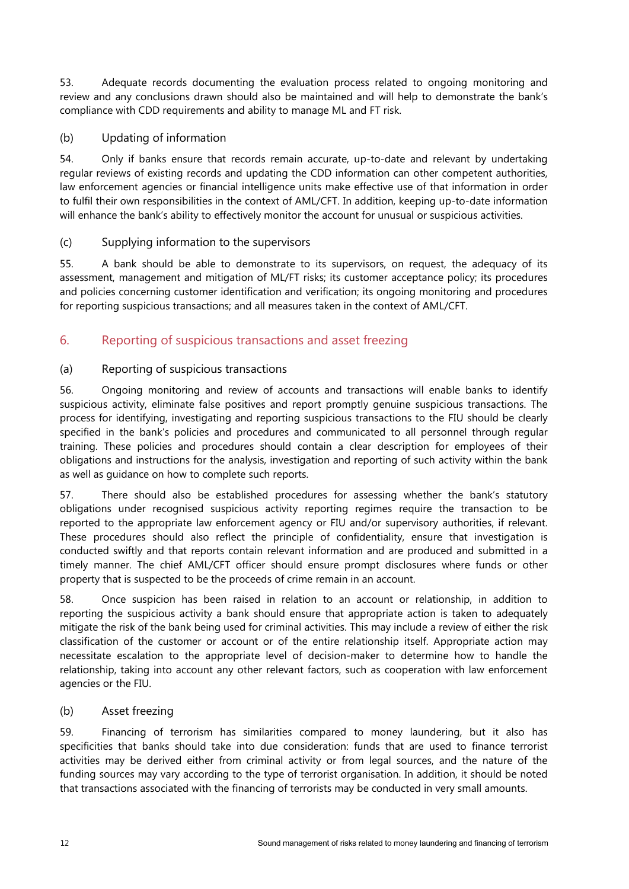53. Adequate records documenting the evaluation process related to ongoing monitoring and review and any conclusions drawn should also be maintained and will help to demonstrate the bank's compliance with CDD requirements and ability to manage ML and FT risk.

### (b) Updating of information

54. Only if banks ensure that records remain accurate, up-to-date and relevant by undertaking regular reviews of existing records and updating the CDD information can other competent authorities, law enforcement agencies or financial intelligence units make effective use of that information in order to fulfil their own responsibilities in the context of AML/CFT. In addition, keeping up-to-date information will enhance the bank's ability to effectively monitor the account for unusual or suspicious activities.

### (c) Supplying information to the supervisors

55. A bank should be able to demonstrate to its supervisors, on request, the adequacy of its assessment, management and mitigation of ML/FT risks; its customer acceptance policy; its procedures and policies concerning customer identification and verification; its ongoing monitoring and procedures for reporting suspicious transactions; and all measures taken in the context of AML/CFT.

## 6. Reporting of suspicious transactions and asset freezing

### (a) Reporting of suspicious transactions

56. Ongoing monitoring and review of accounts and transactions will enable banks to identify suspicious activity, eliminate false positives and report promptly genuine suspicious transactions. The process for identifying, investigating and reporting suspicious transactions to the FIU should be clearly specified in the bank's policies and procedures and communicated to all personnel through regular training. These policies and procedures should contain a clear description for employees of their obligations and instructions for the analysis, investigation and reporting of such activity within the bank as well as guidance on how to complete such reports.

57. There should also be established procedures for assessing whether the bank's statutory obligations under recognised suspicious activity reporting regimes require the transaction to be reported to the appropriate law enforcement agency or FIU and/or supervisory authorities, if relevant. These procedures should also reflect the principle of confidentiality, ensure that investigation is conducted swiftly and that reports contain relevant information and are produced and submitted in a timely manner. The chief AML/CFT officer should ensure prompt disclosures where funds or other property that is suspected to be the proceeds of crime remain in an account.

58. Once suspicion has been raised in relation to an account or relationship, in addition to reporting the suspicious activity a bank should ensure that appropriate action is taken to adequately mitigate the risk of the bank being used for criminal activities. This may include a review of either the risk classification of the customer or account or of the entire relationship itself. Appropriate action may necessitate escalation to the appropriate level of decision-maker to determine how to handle the relationship, taking into account any other relevant factors, such as cooperation with law enforcement agencies or the FIU.

### (b) Asset freezing

59. Financing of terrorism has similarities compared to money laundering, but it also has specificities that banks should take into due consideration: funds that are used to finance terrorist activities may be derived either from criminal activity or from legal sources, and the nature of the funding sources may vary according to the type of terrorist organisation. In addition, it should be noted that transactions associated with the financing of terrorists may be conducted in very small amounts.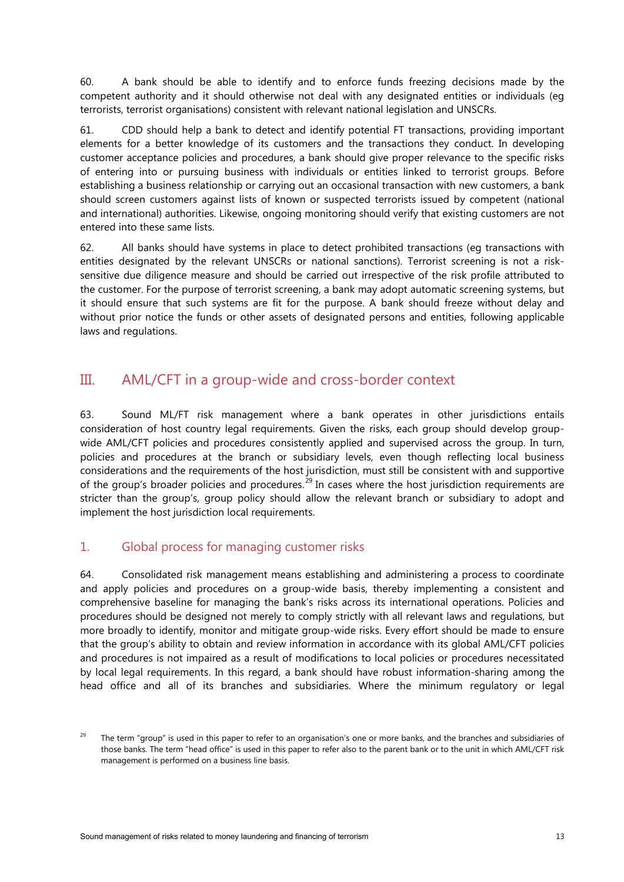60. A bank should be able to identify and to enforce funds freezing decisions made by the competent authority and it should otherwise not deal with any designated entities or individuals (eg terrorists, terrorist organisations) consistent with relevant national legislation and UNSCRs.

61. CDD should help a bank to detect and identify potential FT transactions, providing important elements for a better knowledge of its customers and the transactions they conduct. In developing customer acceptance policies and procedures, a bank should give proper relevance to the specific risks of entering into or pursuing business with individuals or entities linked to terrorist groups. Before establishing a business relationship or carrying out an occasional transaction with new customers, a bank should screen customers against lists of known or suspected terrorists issued by competent (national and international) authorities. Likewise, ongoing monitoring should verify that existing customers are not entered into these same lists.

62. All banks should have systems in place to detect prohibited transactions (eg transactions with entities designated by the relevant UNSCRs or national sanctions). Terrorist screening is not a risk-sensitive due diligence measure and should be carried out irrespective of the risk profile attributed to the customer. For the purpose of terrorist screening, a bank may adopt automatic screening systems, but it should ensure that such systems are fit for the purpose. A bank should freeze without delay and without prior notice the funds or other assets of designated persons and entities, following applicable laws and regulations.

# III. AML/CFT in a group-wide and cross-border context

63. Sound ML/FT risk management where a bank operates in other jurisdictions entails consideration of host country legal requirements. Given the risks, each group should develop group-wide AML/CFT policies and procedures consistently applied and supervised across the group. In turn, policies and procedures at the branch or subsidiary levels, even though reflecting local business considerations and the requirements of the host jurisdiction, must still be consistent with and supportive of the group's broader policies and procedures.[29] In cases where the host jurisdiction requirements are stricter than the group's, group policy should allow the relevant branch or subsidiary to adopt and implement the host jurisdiction local requirements.

## 1. Global process for managing customer risks

64. Consolidated risk management means establishing and administering a process to coordinate and apply policies and procedures on a group-wide basis, thereby implementing a consistent and comprehensive baseline for managing the bank's risks across its international operations. Policies and procedures should be designed not merely to comply strictly with all relevant laws and regulations, but more broadly to identify, monitor and mitigate group-wide risks. Every effort should be made to ensure that the group's ability to obtain and review information in accordance with its global AML/CFT policies and procedures is not impaired as a result of modifications to local policies or procedures necessitated by local legal requirements. In this regard, a bank should have robust information-sharing among the head office and all of its branches and subsidiaries. Where the minimum regulatory or legal

[29] The term "group" is used in this paper to refer to an organisation's one or more banks, and the branches and subsidiaries of those banks. The term "head office" is used in this paper to refer also to the parent bank or to the unit in which AML/CFT risk management is performed on a business line basis.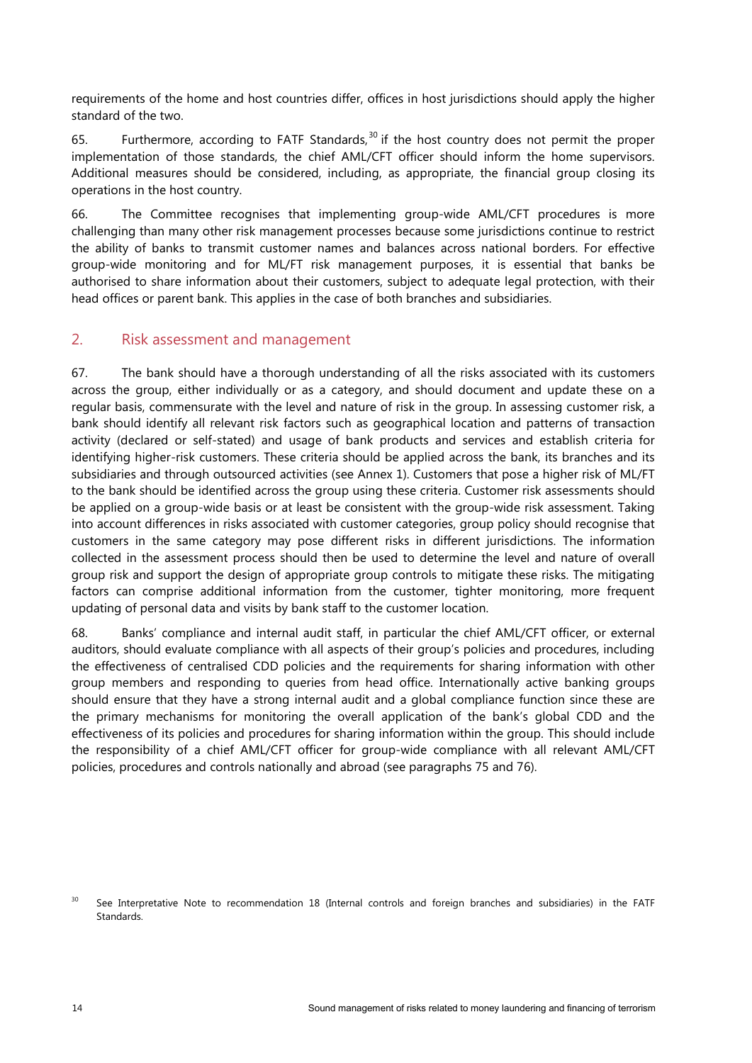requirements of the home and host countries differ, offices in host jurisdictions should apply the higher standard of the two.

65. Furthermore, according to FATF Standards,[30] if the host country does not permit the proper implementation of those standards, the chief AML/CFT officer should inform the home supervisors. Additional measures should be considered, including, as appropriate, the financial group closing its operations in the host country.

66. The Committee recognises that implementing group-wide AML/CFT procedures is more challenging than many other risk management processes because some jurisdictions continue to restrict the ability of banks to transmit customer names and balances across national borders. For effective group-wide monitoring and for ML/FT risk management purposes, it is essential that banks be authorised to share information about their customers, subject to adequate legal protection, with their head offices or parent bank. This applies in the case of both branches and subsidiaries.

## 2. Risk assessment and management

67. The bank should have a thorough understanding of all the risks associated with its customers across the group, either individually or as a category, and should document and update these on a regular basis, commensurate with the level and nature of risk in the group. In assessing customer risk, a bank should identify all relevant risk factors such as geographical location and patterns of transaction activity (declared or self-stated) and usage of bank products and services and establish criteria for identifying higher-risk customers. These criteria should be applied across the bank, its branches and its subsidiaries and through outsourced activities (see Annex 1). Customers that pose a higher risk of ML/FT to the bank should be identified across the group using these criteria. Customer risk assessments should be applied on a group-wide basis or at least be consistent with the group-wide risk assessment. Taking into account differences in risks associated with customer categories, group policy should recognise that customers in the same category may pose different risks in different jurisdictions. The information collected in the assessment process should then be used to determine the level and nature of overall group risk and support the design of appropriate group controls to mitigate these risks. The mitigating factors can comprise additional information from the customer, tighter monitoring, more frequent updating of personal data and visits by bank staff to the customer location.

68. Banks' compliance and internal audit staff, in particular the chief AML/CFT officer, or external auditors, should evaluate compliance with all aspects of their group's policies and procedures, including the effectiveness of centralised CDD policies and the requirements for sharing information with other group members and responding to queries from head office. Internationally active banking groups should ensure that they have a strong internal audit and a global compliance function since these are the primary mechanisms for monitoring the overall application of the bank's global CDD and the effectiveness of its policies and procedures for sharing information within the group. This should include the responsibility of a chief AML/CFT officer for group-wide compliance with all relevant AML/CFT policies, procedures and controls nationally and abroad (see paragraphs 75 and 76).

[30] See Interpretative Note to recommendation 18 (Internal controls and foreign branches and subsidiaries) in the FATF Standards.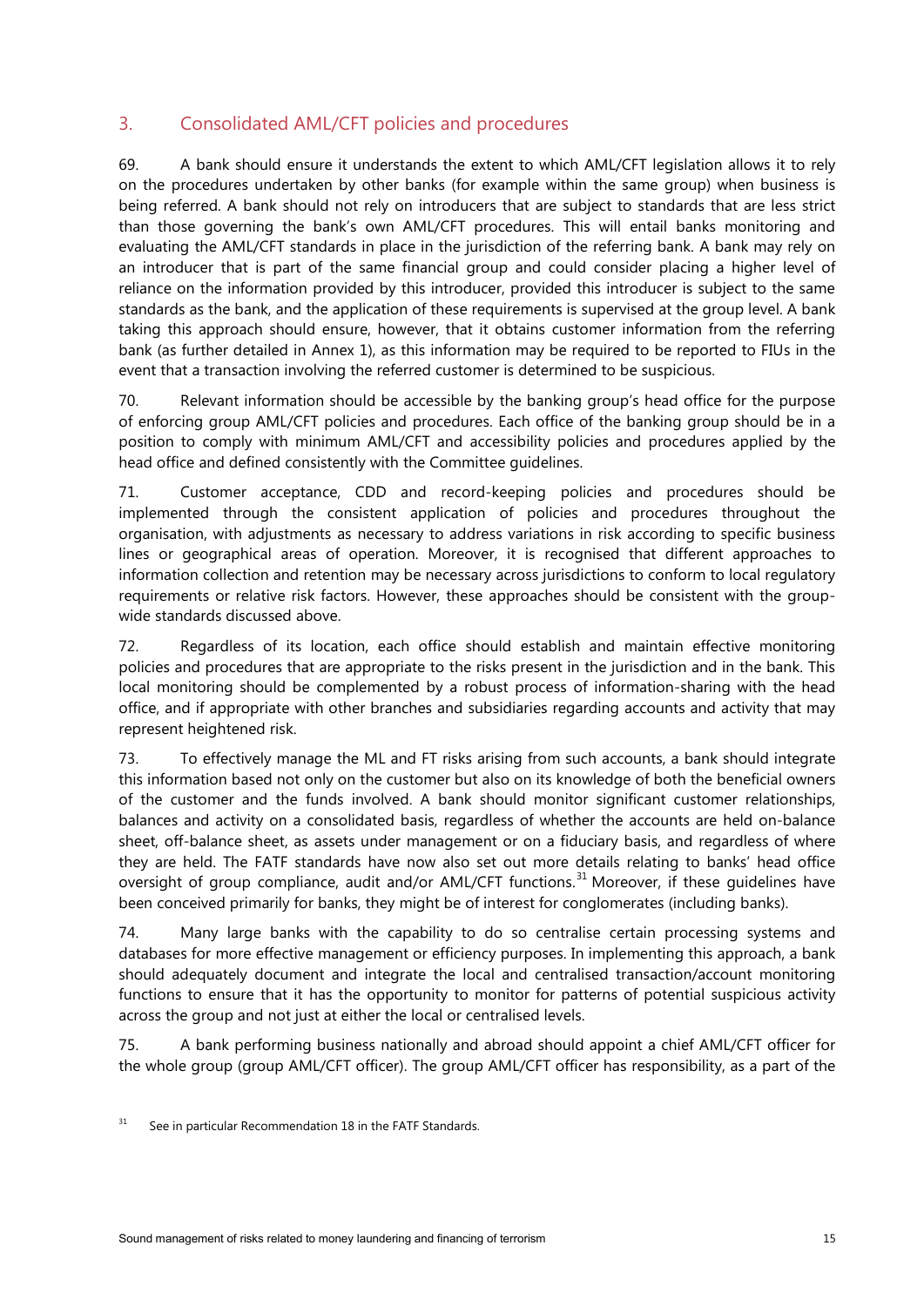## 3. Consolidated AML/CFT policies and procedures

69. A bank should ensure it understands the extent to which AML/CFT legislation allows it to rely on the procedures undertaken by other banks (for example within the same group) when business is being referred. A bank should not rely on introducers that are subject to standards that are less strict than those governing the bank's own AML/CFT procedures. This will entail banks monitoring and evaluating the AML/CFT standards in place in the jurisdiction of the referring bank. A bank may rely on an introducer that is part of the same financial group and could consider placing a higher level of reliance on the information provided by this introducer, provided this introducer is subject to the same standards as the bank, and the application of these requirements is supervised at the group level. A bank taking this approach should ensure, however, that it obtains customer information from the referring bank (as further detailed in Annex 1), as this information may be required to be reported to FIUs in the event that a transaction involving the referred customer is determined to be suspicious.

70. Relevant information should be accessible by the banking group's head office for the purpose of enforcing group AML/CFT policies and procedures. Each office of the banking group should be in a position to comply with minimum AML/CFT and accessibility policies and procedures applied by the head office and defined consistently with the Committee guidelines.

71. Customer acceptance, CDD and record-keeping policies and procedures should be implemented through the consistent application of policies and procedures throughout the organisation, with adjustments as necessary to address variations in risk according to specific business lines or geographical areas of operation. Moreover, it is recognised that different approaches to information collection and retention may be necessary across jurisdictions to conform to local regulatory requirements or relative risk factors. However, these approaches should be consistent with the group-wide standards discussed above.

72. Regardless of its location, each office should establish and maintain effective monitoring policies and procedures that are appropriate to the risks present in the jurisdiction and in the bank. This local monitoring should be complemented by a robust process of information-sharing with the head office, and if appropriate with other branches and subsidiaries regarding accounts and activity that may represent heightened risk.

73. To effectively manage the ML and FT risks arising from such accounts, a bank should integrate this information based not only on the customer but also on its knowledge of both the beneficial owners of the customer and the funds involved. A bank should monitor significant customer relationships, balances and activity on a consolidated basis, regardless of whether the accounts are held on-balance sheet, off-balance sheet, as assets under management or on a fiduciary basis, and regardless of where they are held. The FATF standards have now also set out more details relating to banks' head office oversight of group compliance, audit and/or AML/CFT functions.[31] Moreover, if these guidelines have been conceived primarily for banks, they might be of interest for conglomerates (including banks).

74. Many large banks with the capability to do so centralise certain processing systems and databases for more effective management or efficiency purposes. In implementing this approach, a bank should adequately document and integrate the local and centralised transaction/account monitoring functions to ensure that it has the opportunity to monitor for patterns of potential suspicious activity across the group and not just at either the local or centralised levels.

75. A bank performing business nationally and abroad should appoint a chief AML/CFT officer for the whole group (group AML/CFT officer). The group AML/CFT officer has responsibility, as a part of the

[31] See in particular Recommendation 18 in the FATF Standards.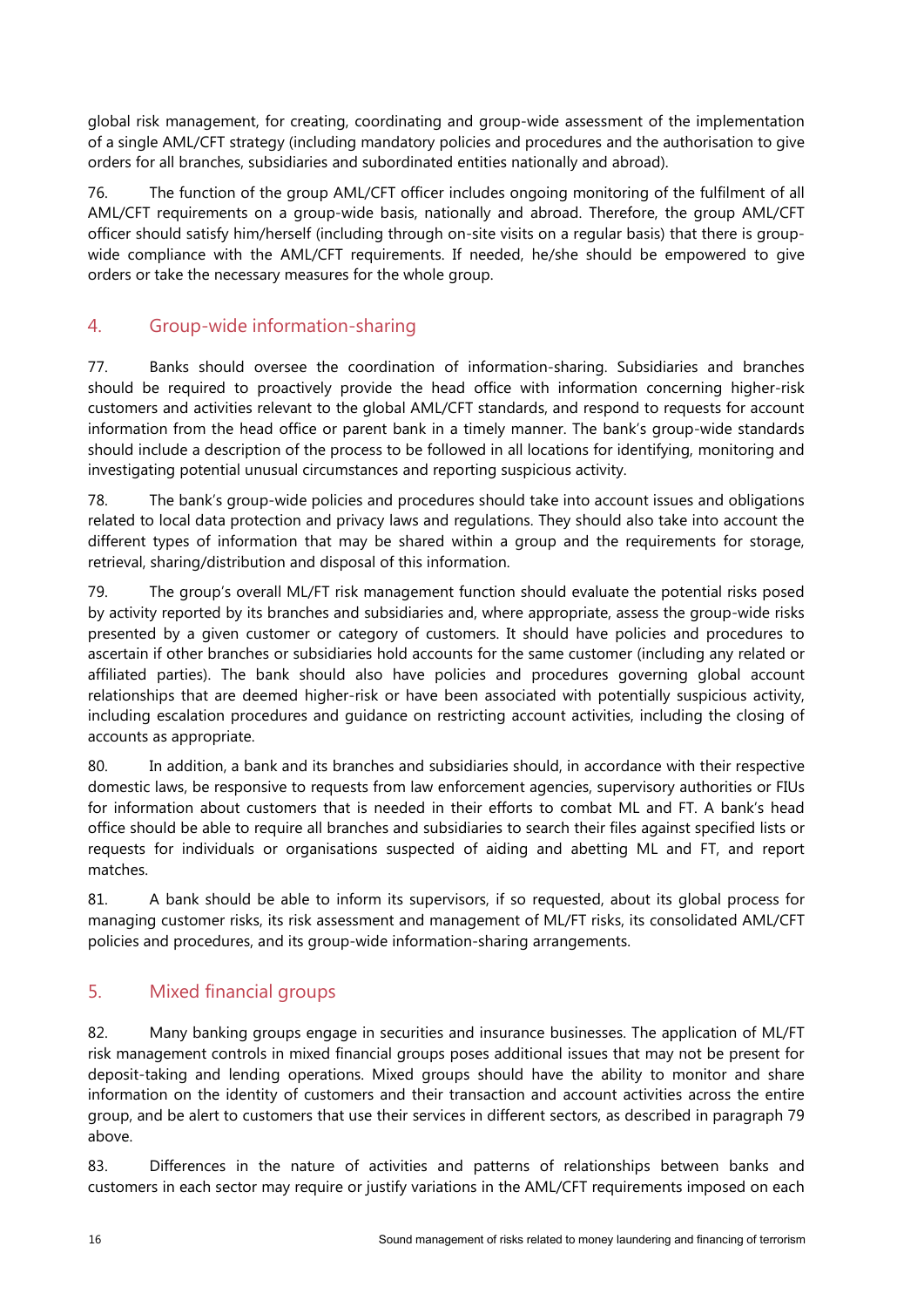global risk management, for creating, coordinating and group-wide assessment of the implementation of a single AML/CFT strategy (including mandatory policies and procedures and the authorisation to give orders for all branches, subsidiaries and subordinated entities nationally and abroad).

76. The function of the group AML/CFT officer includes ongoing monitoring of the fulfilment of all AML/CFT requirements on a group-wide basis, nationally and abroad. Therefore, the group AML/CFT officer should satisfy him/herself (including through on-site visits on a regular basis) that there is group-wide compliance with the AML/CFT requirements. If needed, he/she should be empowered to give orders or take the necessary measures for the whole group.

## 4. Group-wide information-sharing

77. Banks should oversee the coordination of information-sharing. Subsidiaries and branches should be required to proactively provide the head office with information concerning higher-risk customers and activities relevant to the global AML/CFT standards, and respond to requests for account information from the head office or parent bank in a timely manner. The bank's group-wide standards should include a description of the process to be followed in all locations for identifying, monitoring and investigating potential unusual circumstances and reporting suspicious activity.

78. The bank's group-wide policies and procedures should take into account issues and obligations related to local data protection and privacy laws and regulations. They should also take into account the different types of information that may be shared within a group and the requirements for storage, retrieval, sharing/distribution and disposal of this information.

79. The group's overall ML/FT risk management function should evaluate the potential risks posed by activity reported by its branches and subsidiaries and, where appropriate, assess the group-wide risks presented by a given customer or category of customers. It should have policies and procedures to ascertain if other branches or subsidiaries hold accounts for the same customer (including any related or affiliated parties). The bank should also have policies and procedures governing global account relationships that are deemed higher-risk or have been associated with potentially suspicious activity, including escalation procedures and guidance on restricting account activities, including the closing of accounts as appropriate.

80. In addition, a bank and its branches and subsidiaries should, in accordance with their respective domestic laws, be responsive to requests from law enforcement agencies, supervisory authorities or FIUs for information about customers that is needed in their efforts to combat ML and FT. A bank's head office should be able to require all branches and subsidiaries to search their files against specified lists or requests for individuals or organisations suspected of aiding and abetting ML and FT, and report matches.

81. A bank should be able to inform its supervisors, if so requested, about its global process for managing customer risks, its risk assessment and management of ML/FT risks, its consolidated AML/CFT policies and procedures, and its group-wide information-sharing arrangements.

## 5. Mixed financial groups

82. Many banking groups engage in securities and insurance businesses. The application of ML/FT risk management controls in mixed financial groups poses additional issues that may not be present for deposit-taking and lending operations. Mixed groups should have the ability to monitor and share information on the identity of customers and their transaction and account activities across the entire group, and be alert to customers that use their services in different sectors, as described in paragraph 79 above.

83. Differences in the nature of activities and patterns of relationships between banks and customers in each sector may require or justify variations in the AML/CFT requirements imposed on each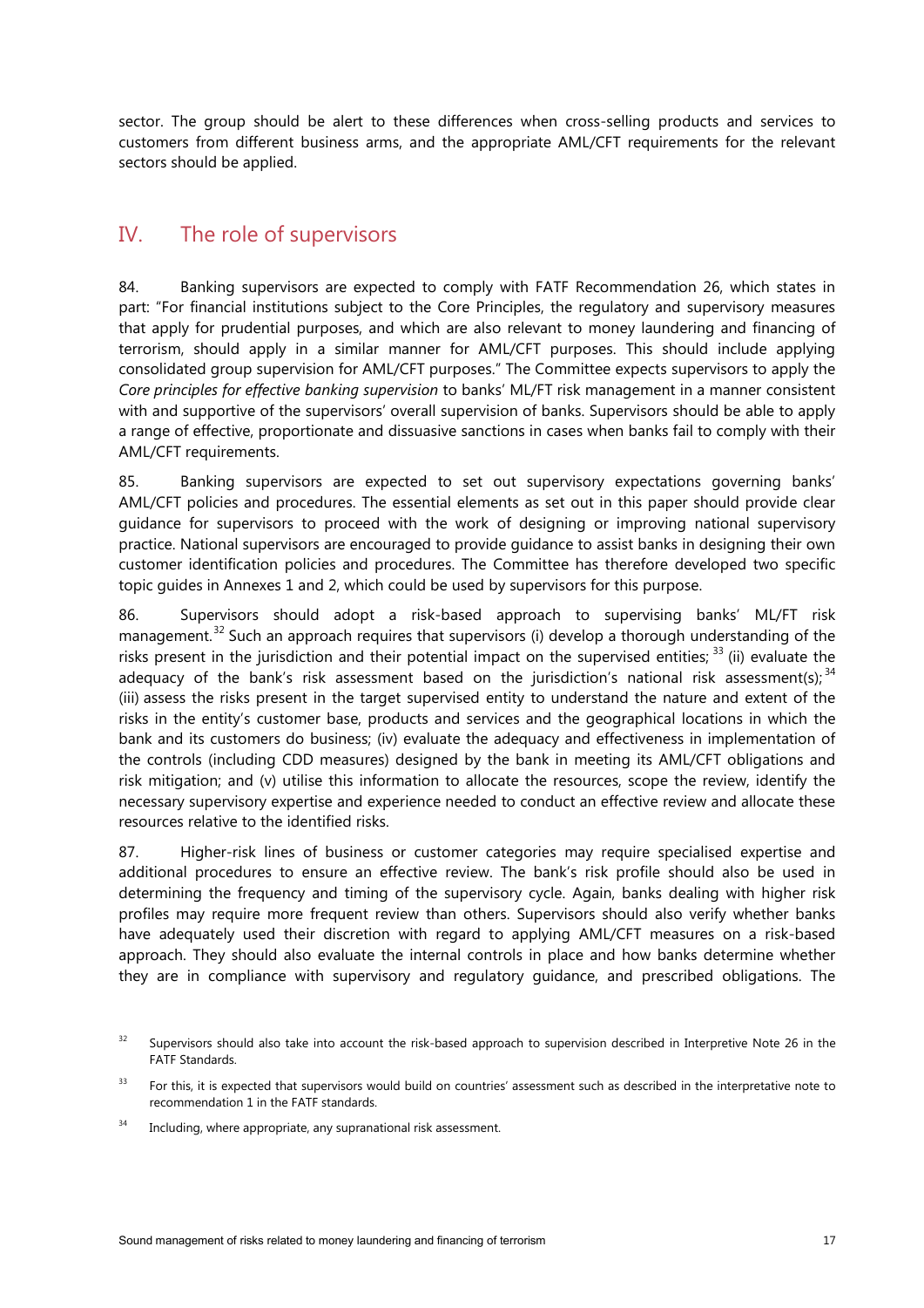sector. The group should be alert to these differences when cross-selling products and services to customers from different business arms, and the appropriate AML/CFT requirements for the relevant sectors should be applied.

## IV. The role of supervisors

84. Banking supervisors are expected to comply with FATF Recommendation 26, which states in part: "For financial institutions subject to the Core Principles, the regulatory and supervisory measures that apply for prudential purposes, and which are also relevant to money laundering and financing of terrorism, should apply in a similar manner for AML/CFT purposes. This should include applying consolidated group supervision for AML/CFT purposes." The Committee expects supervisors to apply the *Core principles for effective banking supervision* to banks' ML/FT risk management in a manner consistent with and supportive of the supervisors' overall supervision of banks. Supervisors should be able to apply a range of effective, proportionate and dissuasive sanctions in cases when banks fail to comply with their AML/CFT requirements.

85. Banking supervisors are expected to set out supervisory expectations governing banks' AML/CFT policies and procedures. The essential elements as set out in this paper should provide clear guidance for supervisors to proceed with the work of designing or improving national supervisory practice. National supervisors are encouraged to provide guidance to assist banks in designing their own customer identification policies and procedures. The Committee has therefore developed two specific topic guides in Annexes 1 and 2, which could be used by supervisors for this purpose.

86. Supervisors should adopt a risk-based approach to supervising banks' ML/FT risk management.[32] Such an approach requires that supervisors (i) develop a thorough understanding of the risks present in the jurisdiction and their potential impact on the supervised entities;[33] (ii) evaluate the adequacy of the bank's risk assessment based on the jurisdiction's national risk assessment(s);[34] (iii) assess the risks present in the target supervised entity to understand the nature and extent of the risks in the entity's customer base, products and services and the geographical locations in which the bank and its customers do business; (iv) evaluate the adequacy and effectiveness in implementation of the controls (including CDD measures) designed by the bank in meeting its AML/CFT obligations and risk mitigation; and (v) utilise this information to allocate the resources, scope the review, identify the necessary supervisory expertise and experience needed to conduct an effective review and allocate these resources relative to the identified risks.

87. Higher-risk lines of business or customer categories may require specialised expertise and additional procedures to ensure an effective review. The bank's risk profile should also be used in determining the frequency and timing of the supervisory cycle. Again, banks dealing with higher risk profiles may require more frequent review than others. Supervisors should also verify whether banks have adequately used their discretion with regard to applying AML/CFT measures on a risk-based approach. They should also evaluate the internal controls in place and how banks determine whether they are in compliance with supervisory and regulatory guidance, and prescribed obligations. The

[32] Supervisors should also take into account the risk-based approach to supervision described in Interpretive Note 26 in the FATF Standards.

[33] For this, it is expected that supervisors would build on countries' assessment such as described in the interpretative note to recommendation 1 in the FATF standards.

[34] Including, where appropriate, any supranational risk assessment.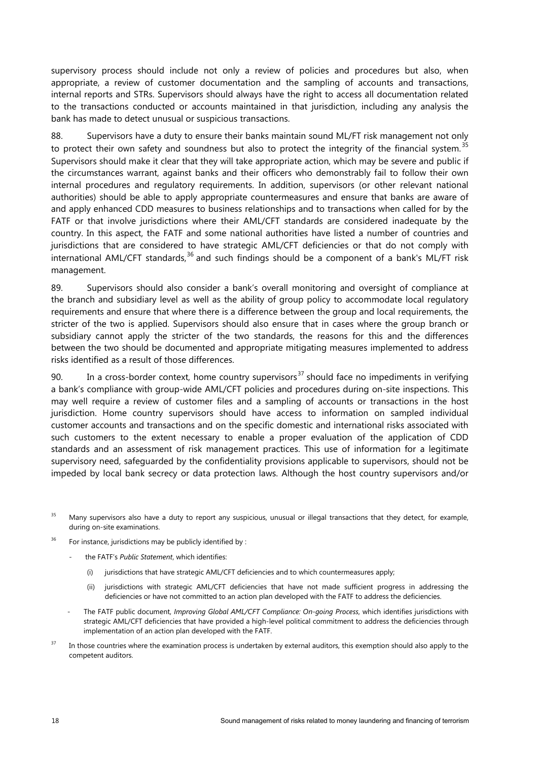supervisory process should include not only a review of policies and procedures but also, when appropriate, a review of customer documentation and the sampling of accounts and transactions, internal reports and STRs. Supervisors should always have the right to access all documentation related to the transactions conducted or accounts maintained in that jurisdiction, including any analysis the bank has made to detect unusual or suspicious transactions.

88. Supervisors have a duty to ensure their banks maintain sound ML/FT risk management not only to protect their own safety and soundness but also to protect the integrity of the financial system.[35] Supervisors should make it clear that they will take appropriate action, which may be severe and public if the circumstances warrant, against banks and their officers who demonstrably fail to follow their own internal procedures and regulatory requirements. In addition, supervisors (or other relevant national authorities) should be able to apply appropriate countermeasures and ensure that banks are aware of and apply enhanced CDD measures to business relationships and to transactions when called for by the FATF or that involve jurisdictions where their AML/CFT standards are considered inadequate by the country. In this aspect, the FATF and some national authorities have listed a number of countries and jurisdictions that are considered to have strategic AML/CFT deficiencies or that do not comply with international AML/CFT standards,[36] and such findings should be a component of a bank's ML/FT risk management.

89. Supervisors should also consider a bank's overall monitoring and oversight of compliance at the branch and subsidiary level as well as the ability of group policy to accommodate local regulatory requirements and ensure that where there is a difference between the group and local requirements, the stricter of the two is applied. Supervisors should also ensure that in cases where the group branch or subsidiary cannot apply the stricter of the two standards, the reasons for this and the differences between the two should be documented and appropriate mitigating measures implemented to address risks identified as a result of those differences.

90. In a cross-border context, home country supervisors[37] should face no impediments in verifying a bank's compliance with group-wide AML/CFT policies and procedures during on-site inspections. This may well require a review of customer files and a sampling of accounts or transactions in the host jurisdiction. Home country supervisors should have access to information on sampled individual customer accounts and transactions and on the specific domestic and international risks associated with such customers to the extent necessary to enable a proper evaluation of the application of CDD standards and an assessment of risk management practices. This use of information for a legitimate supervisory need, safeguarded by the confidentiality provisions applicable to supervisors, should not be impeded by local bank secrecy or data protection laws. Although the host country supervisors and/or

---

[35] Many supervisors also have a duty to report any suspicious, unusual or illegal transactions that they detect, for example, during on-site examinations.

[36] For instance, jurisdictions may be publicly identified by :

- the FATF's *Public Statement*, which identifies:
    - (i) jurisdictions that have strategic AML/CFT deficiencies and to which countermeasures apply;
    - (ii) jurisdictions with strategic AML/CFT deficiencies that have not made sufficient progress in addressing the deficiencies or have not committed to an action plan developed with the FATF to address the deficiencies.
- The FATF public document, *Improving Global AML/CFT Compliance: On-going Process*, which identifies jurisdictions with strategic AML/CFT deficiencies that have provided a high-level political commitment to address the deficiencies through implementation of an action plan developed with the FATF.

[37] In those countries where the examination process is undertaken by external auditors, this exemption should also apply to the competent auditors.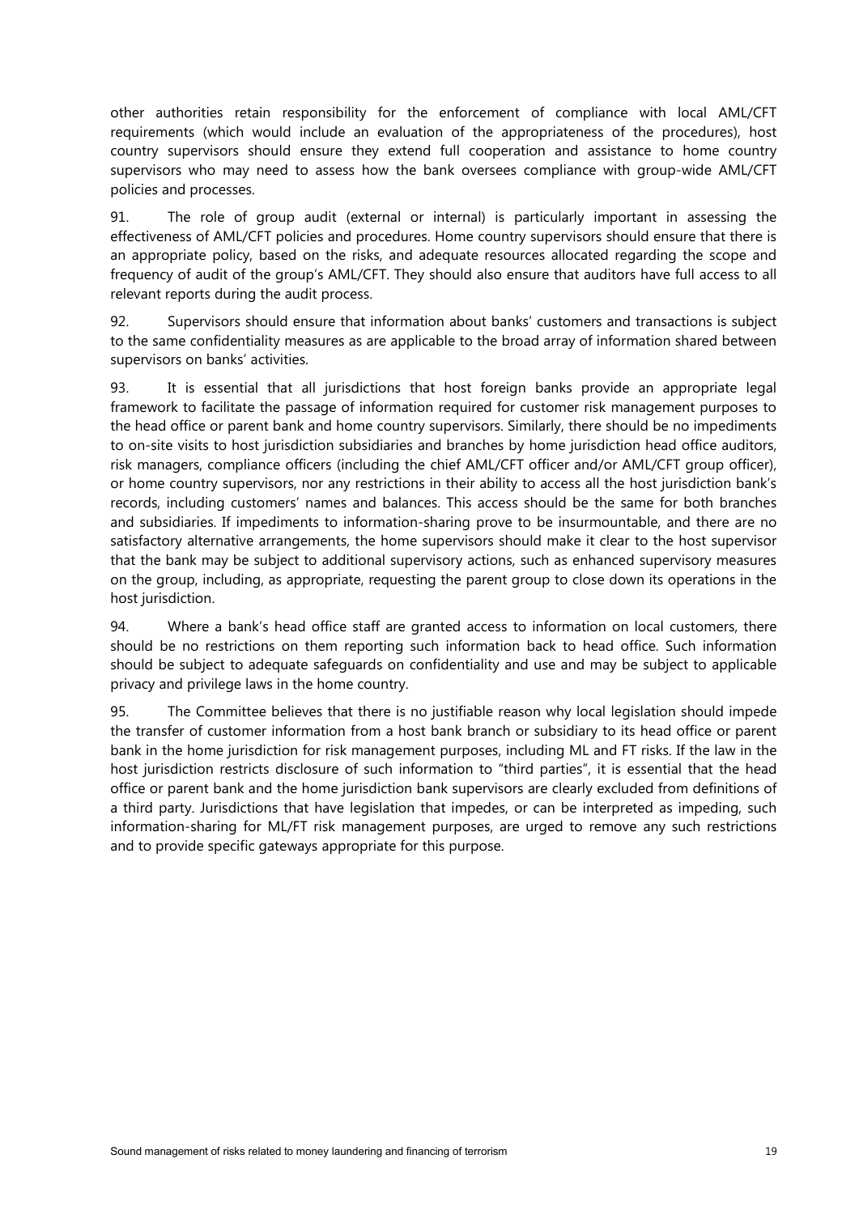other authorities retain responsibility for the enforcement of compliance with local AML/CFT requirements (which would include an evaluation of the appropriateness of the procedures), host country supervisors should ensure they extend full cooperation and assistance to home country supervisors who may need to assess how the bank oversees compliance with group-wide AML/CFT policies and processes.

91. The role of group audit (external or internal) is particularly important in assessing the effectiveness of AML/CFT policies and procedures. Home country supervisors should ensure that there is an appropriate policy, based on the risks, and adequate resources allocated regarding the scope and frequency of audit of the group's AML/CFT. They should also ensure that auditors have full access to all relevant reports during the audit process.

92. Supervisors should ensure that information about banks' customers and transactions is subject to the same confidentiality measures as are applicable to the broad array of information shared between supervisors on banks' activities.

93. It is essential that all jurisdictions that host foreign banks provide an appropriate legal framework to facilitate the passage of information required for customer risk management purposes to the head office or parent bank and home country supervisors. Similarly, there should be no impediments to on-site visits to host jurisdiction subsidiaries and branches by home jurisdiction head office auditors, risk managers, compliance officers (including the chief AML/CFT officer and/or AML/CFT group officer), or home country supervisors, nor any restrictions in their ability to access all the host jurisdiction bank's records, including customers' names and balances. This access should be the same for both branches and subsidiaries. If impediments to information-sharing prove to be insurmountable, and there are no satisfactory alternative arrangements, the home supervisors should make it clear to the host supervisor that the bank may be subject to additional supervisory actions, such as enhanced supervisory measures on the group, including, as appropriate, requesting the parent group to close down its operations in the host jurisdiction.

94. Where a bank's head office staff are granted access to information on local customers, there should be no restrictions on them reporting such information back to head office. Such information should be subject to adequate safeguards on confidentiality and use and may be subject to applicable privacy and privilege laws in the home country.

95. The Committee believes that there is no justifiable reason why local legislation should impede the transfer of customer information from a host bank branch or subsidiary to its head office or parent bank in the home jurisdiction for risk management purposes, including ML and FT risks. If the law in the host jurisdiction restricts disclosure of such information to "third parties", it is essential that the head office or parent bank and the home jurisdiction bank supervisors are clearly excluded from definitions of a third party. Jurisdictions that have legislation that impedes, or can be interpreted as impeding, such information-sharing for ML/FT risk management purposes, are urged to remove any such restrictions and to provide specific gateways appropriate for this purpose.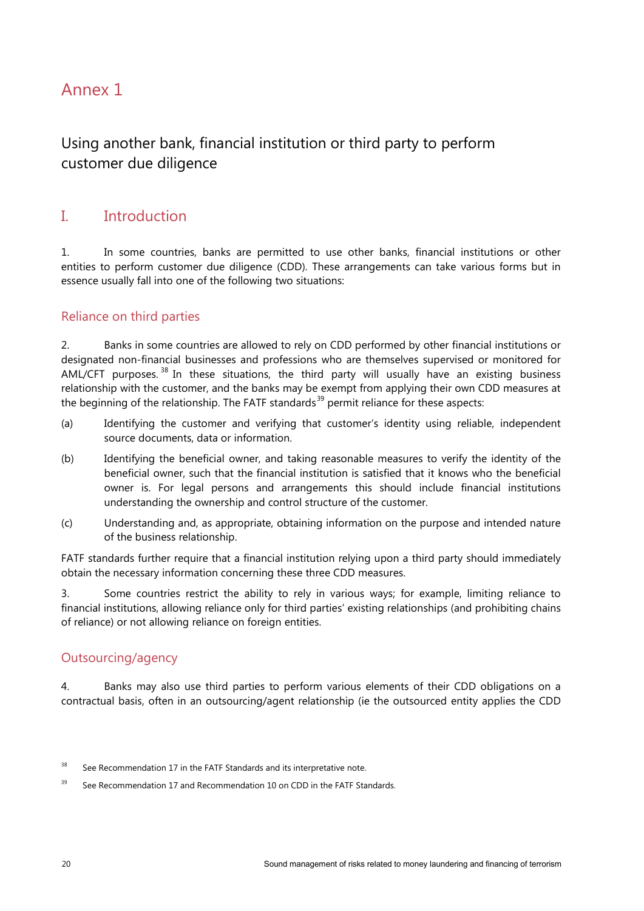# Annex 1

## Using another bank, financial institution or third party to perform customer due diligence

## I. Introduction

1. In some countries, banks are permitted to use other banks, financial institutions or other entities to perform customer due diligence (CDD). These arrangements can take various forms but in essence usually fall into one of the following two situations:

### Reliance on third parties

2. Banks in some countries are allowed to rely on CDD performed by other financial institutions or designated non-financial businesses and professions who are themselves supervised or monitored for AML/CFT purposes.[38] In these situations, the third party will usually have an existing business relationship with the customer, and the banks may be exempt from applying their own CDD measures at the beginning of the relationship. The FATF standards[39] permit reliance for these aspects:

(a) Identifying the customer and verifying that customer's identity using reliable, independent source documents, data or information.

(b) Identifying the beneficial owner, and taking reasonable measures to verify the identity of the beneficial owner, such that the financial institution is satisfied that it knows who the beneficial owner is. For legal persons and arrangements this should include financial institutions understanding the ownership and control structure of the customer.

(c) Understanding and, as appropriate, obtaining information on the purpose and intended nature of the business relationship.

FATF standards further require that a financial institution relying upon a third party should immediately obtain the necessary information concerning these three CDD measures.

3. Some countries restrict the ability to rely in various ways; for example, limiting reliance to financial institutions, allowing reliance only for third parties' existing relationships (and prohibiting chains of reliance) or not allowing reliance on foreign entities.

### Outsourcing/agency

4. Banks may also use third parties to perform various elements of their CDD obligations on a contractual basis, often in an outsourcing/agent relationship (ie the outsourced entity applies the CDD

[38] See Recommendation 17 in the FATF Standards and its interpretative note.

[39] See Recommendation 17 and Recommendation 10 on CDD in the FATF Standards.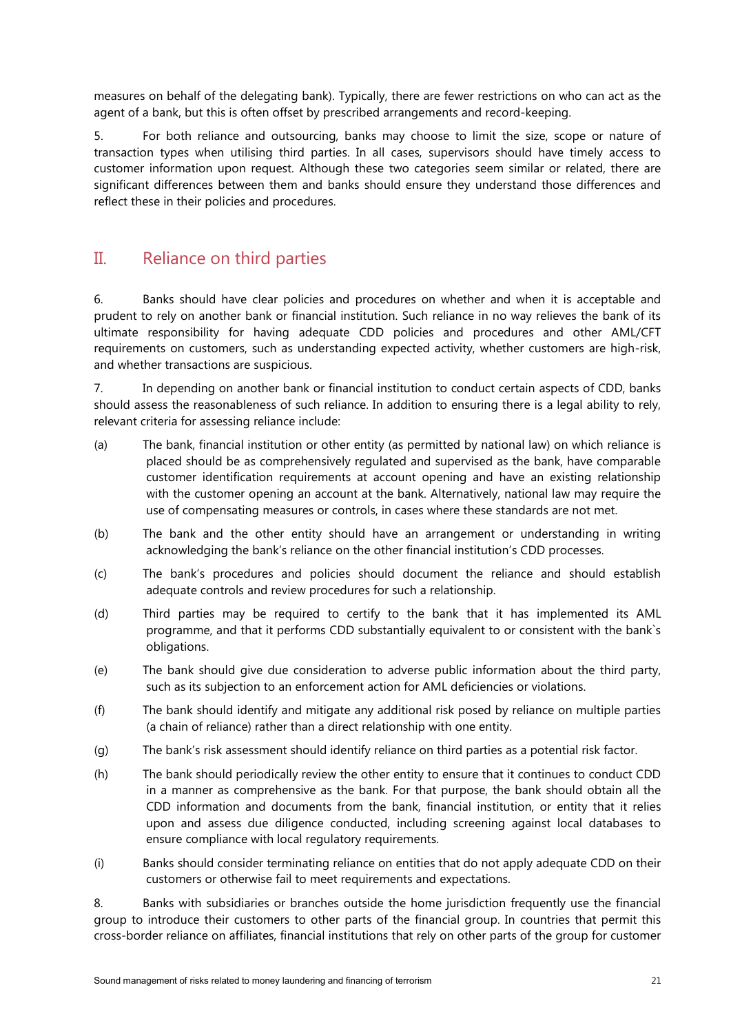measures on behalf of the delegating bank). Typically, there are fewer restrictions on who can act as the agent of a bank, but this is often offset by prescribed arrangements and record-keeping.

5. For both reliance and outsourcing, banks may choose to limit the size, scope or nature of transaction types when utilising third parties. In all cases, supervisors should have timely access to customer information upon request. Although these two categories seem similar or related, there are significant differences between them and banks should ensure they understand those differences and reflect these in their policies and procedures.

## II. Reliance on third parties

6. Banks should have clear policies and procedures on whether and when it is acceptable and prudent to rely on another bank or financial institution. Such reliance in no way relieves the bank of its ultimate responsibility for having adequate CDD policies and procedures and other AML/CFT requirements on customers, such as understanding expected activity, whether customers are high-risk, and whether transactions are suspicious.

7. In depending on another bank or financial institution to conduct certain aspects of CDD, banks should assess the reasonableness of such reliance. In addition to ensuring there is a legal ability to rely, relevant criteria for assessing reliance include:

(a) The bank, financial institution or other entity (as permitted by national law) on which reliance is placed should be as comprehensively regulated and supervised as the bank, have comparable customer identification requirements at account opening and have an existing relationship with the customer opening an account at the bank. Alternatively, national law may require the use of compensating measures or controls, in cases where these standards are not met.

(b) The bank and the other entity should have an arrangement or understanding in writing acknowledging the bank's reliance on the other financial institution's CDD processes.

(c) The bank's procedures and policies should document the reliance and should establish adequate controls and review procedures for such a relationship.

(d) Third parties may be required to certify to the bank that it has implemented its AML programme, and that it performs CDD substantially equivalent to or consistent with the bank`s obligations.

(e) The bank should give due consideration to adverse public information about the third party, such as its subjection to an enforcement action for AML deficiencies or violations.

(f) The bank should identify and mitigate any additional risk posed by reliance on multiple parties (a chain of reliance) rather than a direct relationship with one entity.

(g) The bank's risk assessment should identify reliance on third parties as a potential risk factor.

(h) The bank should periodically review the other entity to ensure that it continues to conduct CDD in a manner as comprehensive as the bank. For that purpose, the bank should obtain all the CDD information and documents from the bank, financial institution, or entity that it relies upon and assess due diligence conducted, including screening against local databases to ensure compliance with local regulatory requirements.

(i) Banks should consider terminating reliance on entities that do not apply adequate CDD on their customers or otherwise fail to meet requirements and expectations.

8. Banks with subsidiaries or branches outside the home jurisdiction frequently use the financial group to introduce their customers to other parts of the financial group. In countries that permit this cross-border reliance on affiliates, financial institutions that rely on other parts of the group for customer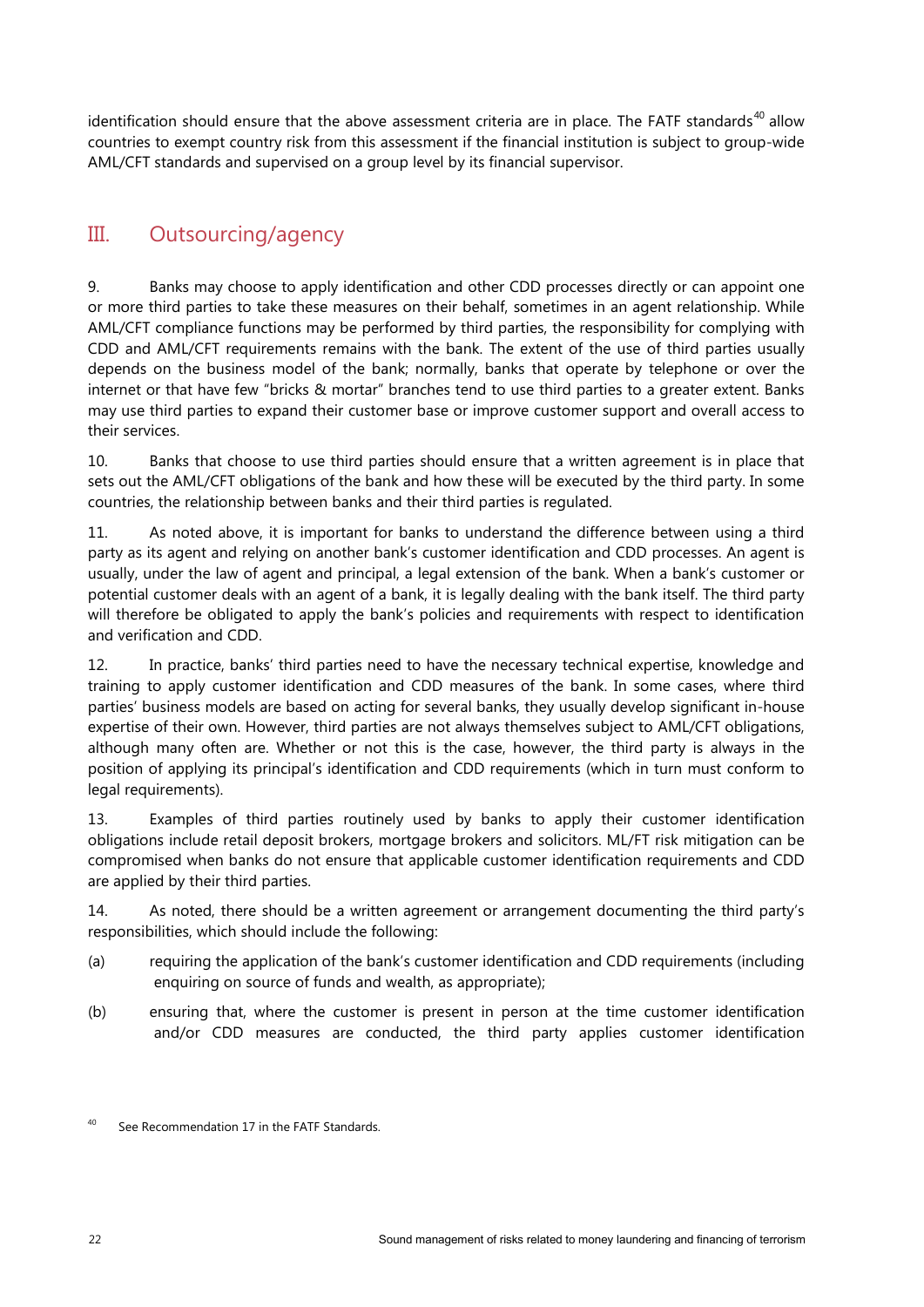identification should ensure that the above assessment criteria are in place. The FATF standards[40] allow countries to exempt country risk from this assessment if the financial institution is subject to group-wide AML/CFT standards and supervised on a group level by its financial supervisor.

## III. Outsourcing/agency

9. Banks may choose to apply identification and other CDD processes directly or can appoint one or more third parties to take these measures on their behalf, sometimes in an agent relationship. While AML/CFT compliance functions may be performed by third parties, the responsibility for complying with CDD and AML/CFT requirements remains with the bank. The extent of the use of third parties usually depends on the business model of the bank; normally, banks that operate by telephone or over the internet or that have few "bricks & mortar" branches tend to use third parties to a greater extent. Banks may use third parties to expand their customer base or improve customer support and overall access to their services.

10. Banks that choose to use third parties should ensure that a written agreement is in place that sets out the AML/CFT obligations of the bank and how these will be executed by the third party. In some countries, the relationship between banks and their third parties is regulated.

11. As noted above, it is important for banks to understand the difference between using a third party as its agent and relying on another bank's customer identification and CDD processes. An agent is usually, under the law of agent and principal, a legal extension of the bank. When a bank's customer or potential customer deals with an agent of a bank, it is legally dealing with the bank itself. The third party will therefore be obligated to apply the bank's policies and requirements with respect to identification and verification and CDD.

12. In practice, banks' third parties need to have the necessary technical expertise, knowledge and training to apply customer identification and CDD measures of the bank. In some cases, where third parties' business models are based on acting for several banks, they usually develop significant in-house expertise of their own. However, third parties are not always themselves subject to AML/CFT obligations, although many often are. Whether or not this is the case, however, the third party is always in the position of applying its principal's identification and CDD requirements (which in turn must conform to legal requirements).

13. Examples of third parties routinely used by banks to apply their customer identification obligations include retail deposit brokers, mortgage brokers and solicitors. ML/FT risk mitigation can be compromised when banks do not ensure that applicable customer identification requirements and CDD are applied by their third parties.

14. As noted, there should be a written agreement or arrangement documenting the third party's responsibilities, which should include the following:

(a) requiring the application of the bank's customer identification and CDD requirements (including enquiring on source of funds and wealth, as appropriate);

(b) ensuring that, where the customer is present in person at the time customer identification and/or CDD measures are conducted, the third party applies customer identification

[40] See Recommendation 17 in the FATF Standards.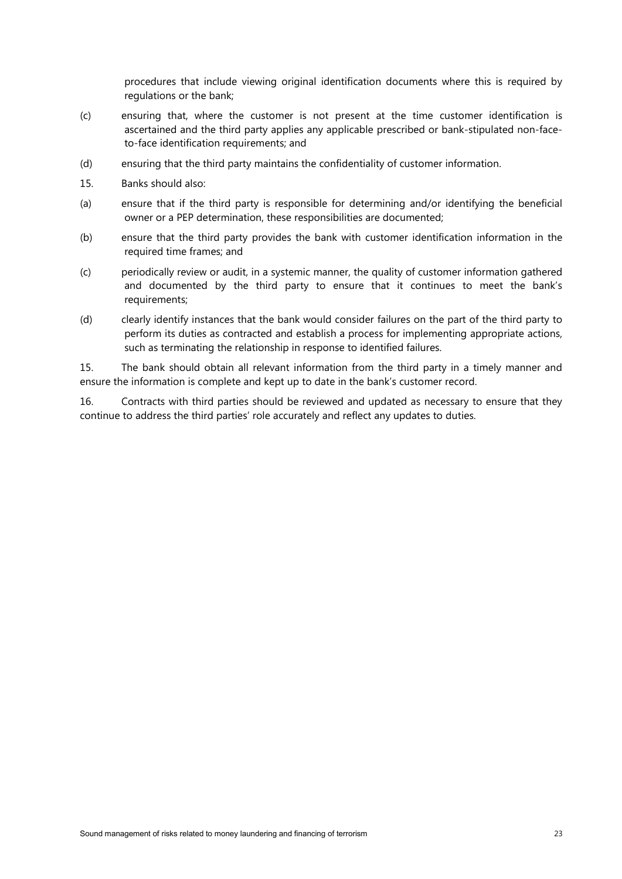procedures that include viewing original identification documents where this is required by regulations or the bank;

(c) ensuring that, where the customer is not present at the time customer identification is ascertained and the third party applies any applicable prescribed or bank-stipulated non-face-to-face identification requirements; and

(d) ensuring that the third party maintains the confidentiality of customer information.

15. Banks should also:

(a) ensure that if the third party is responsible for determining and/or identifying the beneficial owner or a PEP determination, these responsibilities are documented;

(b) ensure that the third party provides the bank with customer identification information in the required time frames; and

(c) periodically review or audit, in a systemic manner, the quality of customer information gathered and documented by the third party to ensure that it continues to meet the bank's requirements;

(d) clearly identify instances that the bank would consider failures on the part of the third party to perform its duties as contracted and establish a process for implementing appropriate actions, such as terminating the relationship in response to identified failures.

15. The bank should obtain all relevant information from the third party in a timely manner and ensure the information is complete and kept up to date in the bank's customer record.

16. Contracts with third parties should be reviewed and updated as necessary to ensure that they continue to address the third parties' role accurately and reflect any updates to duties.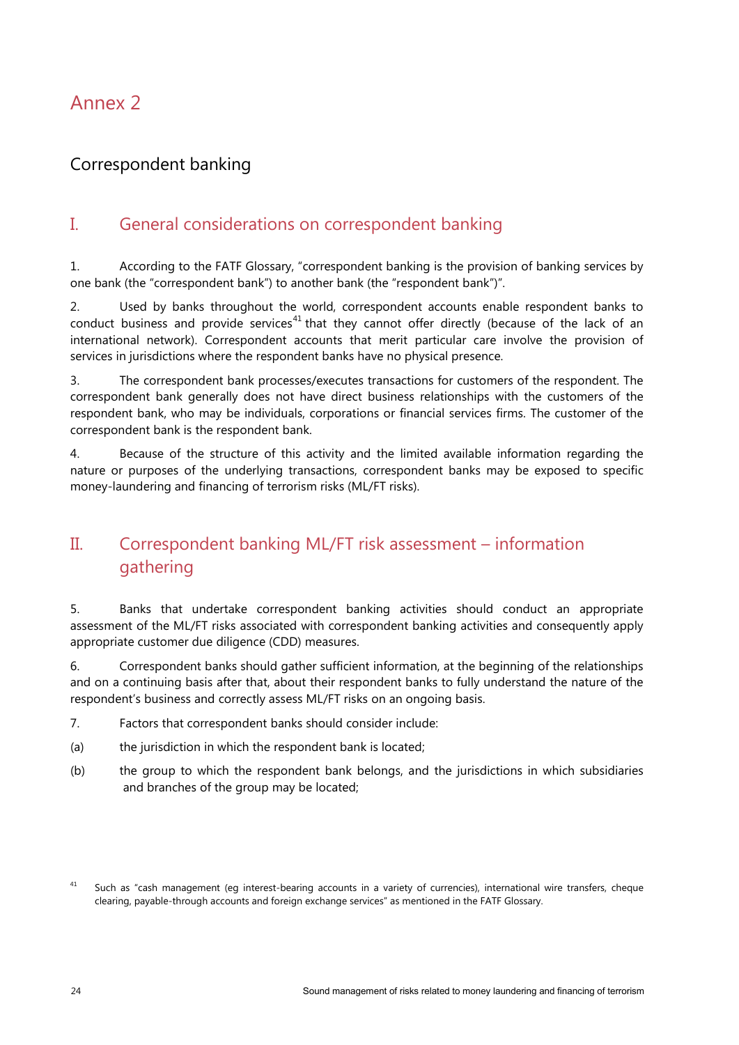# Annex 2

## Correspondent banking

## I. General considerations on correspondent banking

1. According to the FATF Glossary, "correspondent banking is the provision of banking services by one bank (the "correspondent bank") to another bank (the "respondent bank")".

2. Used by banks throughout the world, correspondent accounts enable respondent banks to conduct business and provide services[41] that they cannot offer directly (because of the lack of an international network). Correspondent accounts that merit particular care involve the provision of services in jurisdictions where the respondent banks have no physical presence.

3. The correspondent bank processes/executes transactions for customers of the respondent. The correspondent bank generally does not have direct business relationships with the customers of the respondent bank, who may be individuals, corporations or financial services firms. The customer of the correspondent bank is the respondent bank.

4. Because of the structure of this activity and the limited available information regarding the nature or purposes of the underlying transactions, correspondent banks may be exposed to specific money-laundering and financing of terrorism risks (ML/FT risks).

## II. Correspondent banking ML/FT risk assessment – information gathering

5. Banks that undertake correspondent banking activities should conduct an appropriate assessment of the ML/FT risks associated with correspondent banking activities and consequently apply appropriate customer due diligence (CDD) measures.

6. Correspondent banks should gather sufficient information, at the beginning of the relationships and on a continuing basis after that, about their respondent banks to fully understand the nature of the respondent's business and correctly assess ML/FT risks on an ongoing basis.

7. Factors that correspondent banks should consider include:

(a) the jurisdiction in which the respondent bank is located;

(b) the group to which the respondent bank belongs, and the jurisdictions in which subsidiaries and branches of the group may be located;

[41] Such as "cash management (eg interest-bearing accounts in a variety of currencies), international wire transfers, cheque clearing, payable-through accounts and foreign exchange services" as mentioned in the FATF Glossary.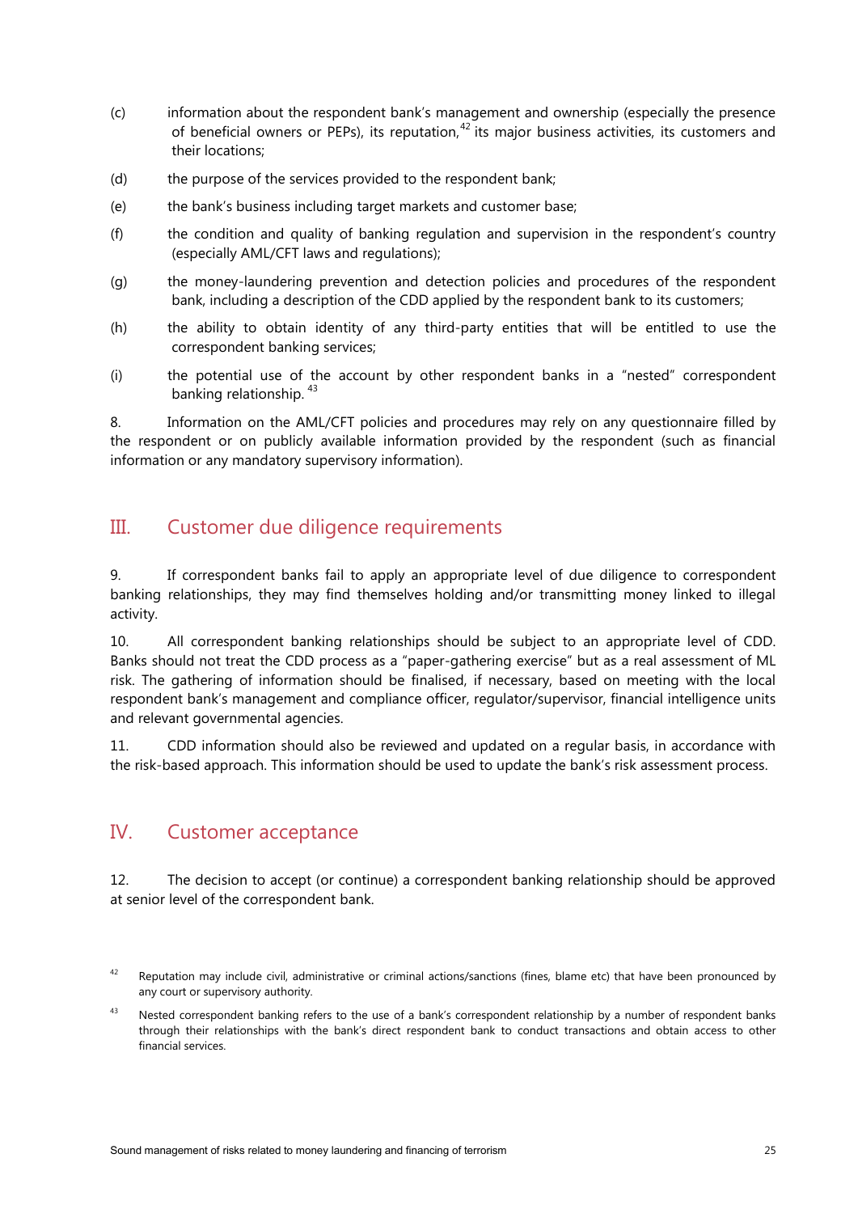(c) information about the respondent bank's management and ownership (especially the presence of beneficial owners or PEPs), its reputation,[42] its major business activities, its customers and their locations;

(d) the purpose of the services provided to the respondent bank;

(e) the bank's business including target markets and customer base;

(f) the condition and quality of banking regulation and supervision in the respondent's country (especially AML/CFT laws and regulations);

(g) the money-laundering prevention and detection policies and procedures of the respondent bank, including a description of the CDD applied by the respondent bank to its customers;

(h) the ability to obtain identity of any third-party entities that will be entitled to use the correspondent banking services;

(i) the potential use of the account by other respondent banks in a "nested" correspondent banking relationship.[43]

8. Information on the AML/CFT policies and procedures may rely on any questionnaire filled by the respondent or on publicly available information provided by the respondent (such as financial information or any mandatory supervisory information).

## III. Customer due diligence requirements

9. If correspondent banks fail to apply an appropriate level of due diligence to correspondent banking relationships, they may find themselves holding and/or transmitting money linked to illegal activity.

10. All correspondent banking relationships should be subject to an appropriate level of CDD. Banks should not treat the CDD process as a "paper-gathering exercise" but as a real assessment of ML risk. The gathering of information should be finalised, if necessary, based on meeting with the local respondent bank's management and compliance officer, regulator/supervisor, financial intelligence units and relevant governmental agencies.

11. CDD information should also be reviewed and updated on a regular basis, in accordance with the risk-based approach. This information should be used to update the bank's risk assessment process.

## IV. Customer acceptance

12. The decision to accept (or continue) a correspondent banking relationship should be approved at senior level of the correspondent bank.

[42] Reputation may include civil, administrative or criminal actions/sanctions (fines, blame etc) that have been pronounced by any court or supervisory authority.

[43] Nested correspondent banking refers to the use of a bank's correspondent relationship by a number of respondent banks through their relationships with the bank's direct respondent bank to conduct transactions and obtain access to other financial services.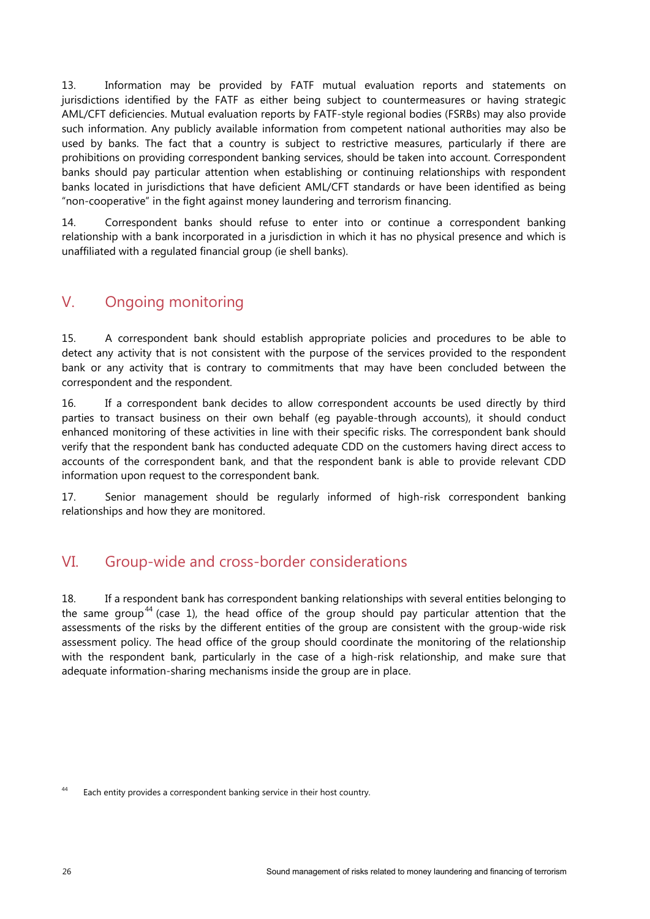13. Information may be provided by FATF mutual evaluation reports and statements on jurisdictions identified by the FATF as either being subject to countermeasures or having strategic AML/CFT deficiencies. Mutual evaluation reports by FATF-style regional bodies (FSRBs) may also provide such information. Any publicly available information from competent national authorities may also be used by banks. The fact that a country is subject to restrictive measures, particularly if there are prohibitions on providing correspondent banking services, should be taken into account. Correspondent banks should pay particular attention when establishing or continuing relationships with respondent banks located in jurisdictions that have deficient AML/CFT standards or have been identified as being "non-cooperative" in the fight against money laundering and terrorism financing.

14. Correspondent banks should refuse to enter into or continue a correspondent banking relationship with a bank incorporated in a jurisdiction in which it has no physical presence and which is unaffiliated with a regulated financial group (ie shell banks).

## V. Ongoing monitoring

15. A correspondent bank should establish appropriate policies and procedures to be able to detect any activity that is not consistent with the purpose of the services provided to the respondent bank or any activity that is contrary to commitments that may have been concluded between the correspondent and the respondent.

16. If a correspondent bank decides to allow correspondent accounts be used directly by third parties to transact business on their own behalf (eg payable-through accounts), it should conduct enhanced monitoring of these activities in line with their specific risks. The correspondent bank should verify that the respondent bank has conducted adequate CDD on the customers having direct access to accounts of the correspondent bank, and that the respondent bank is able to provide relevant CDD information upon request to the correspondent bank.

17. Senior management should be regularly informed of high-risk correspondent banking relationships and how they are monitored.

## VI. Group-wide and cross-border considerations

18. If a respondent bank has correspondent banking relationships with several entities belonging to the same group[44] (case 1), the head office of the group should pay particular attention that the assessments of the risks by the different entities of the group are consistent with the group-wide risk assessment policy. The head office of the group should coordinate the monitoring of the relationship with the respondent bank, particularly in the case of a high-risk relationship, and make sure that adequate information-sharing mechanisms inside the group are in place.

[44] Each entity provides a correspondent banking service in their host country.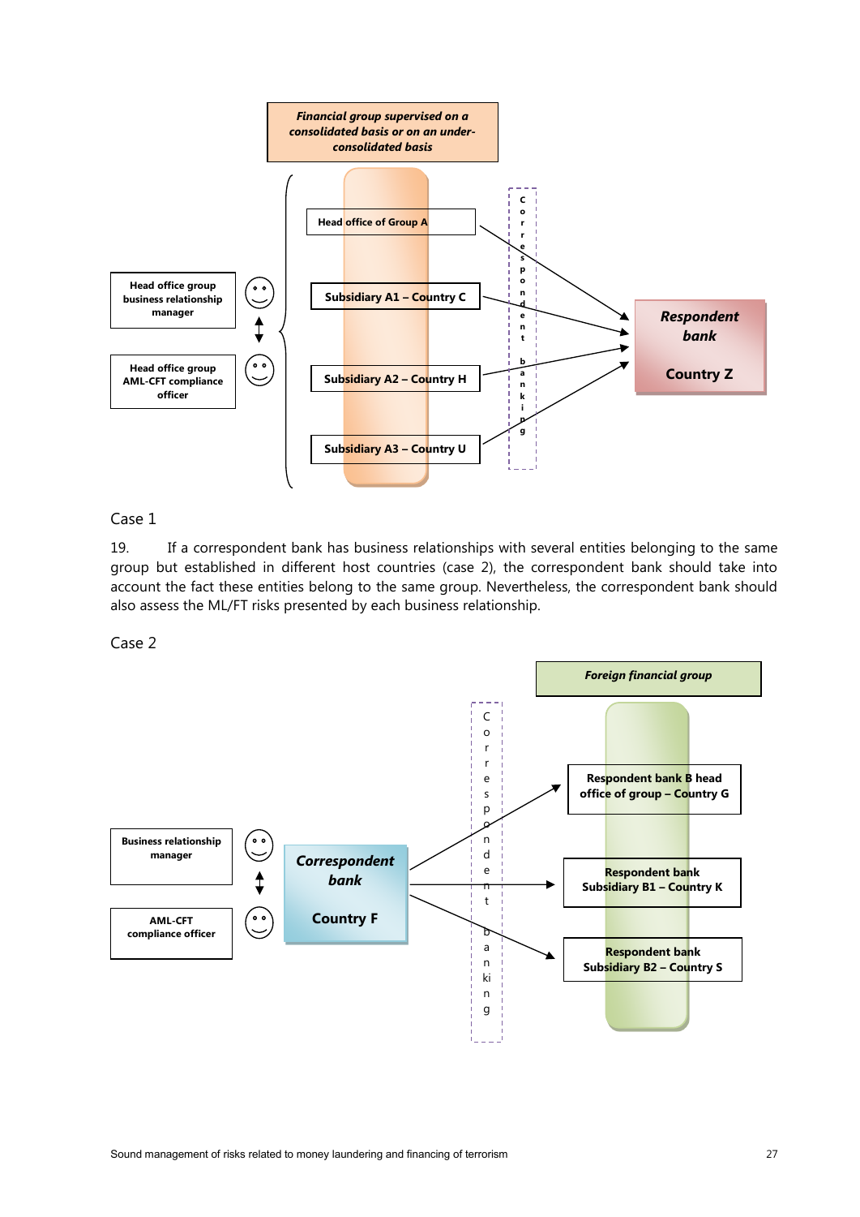Financial group supervised on a consolidated basis or on an under-consolidated basis

Head office of Group A

Subsidiary A1 – Country C

Subsidiary A2 – Country H

Subsidiary A3 – Country U

Head office group business relationship manager

Head office group AML-CFT compliance officer

Correspondent banking

Respondent bank

Country Z

Case 1

19. If a correspondent bank has business relationships with several entities belonging to the same group but established in different host countries (case 2), the correspondent bank should take into account the fact these entities belong to the same group. Nevertheless, the correspondent bank should also assess the ML/FT risks presented by each business relationship.

Case 2

Foreign financial group

Respondent bank B head office of group – Country G

Respondent bank Subsidiary B1 – Country K

Respondent bank Subsidiary B2 – Country S

Business relationship manager

AML-CFT compliance officer

Correspondent bank

Country F

Correspondent banking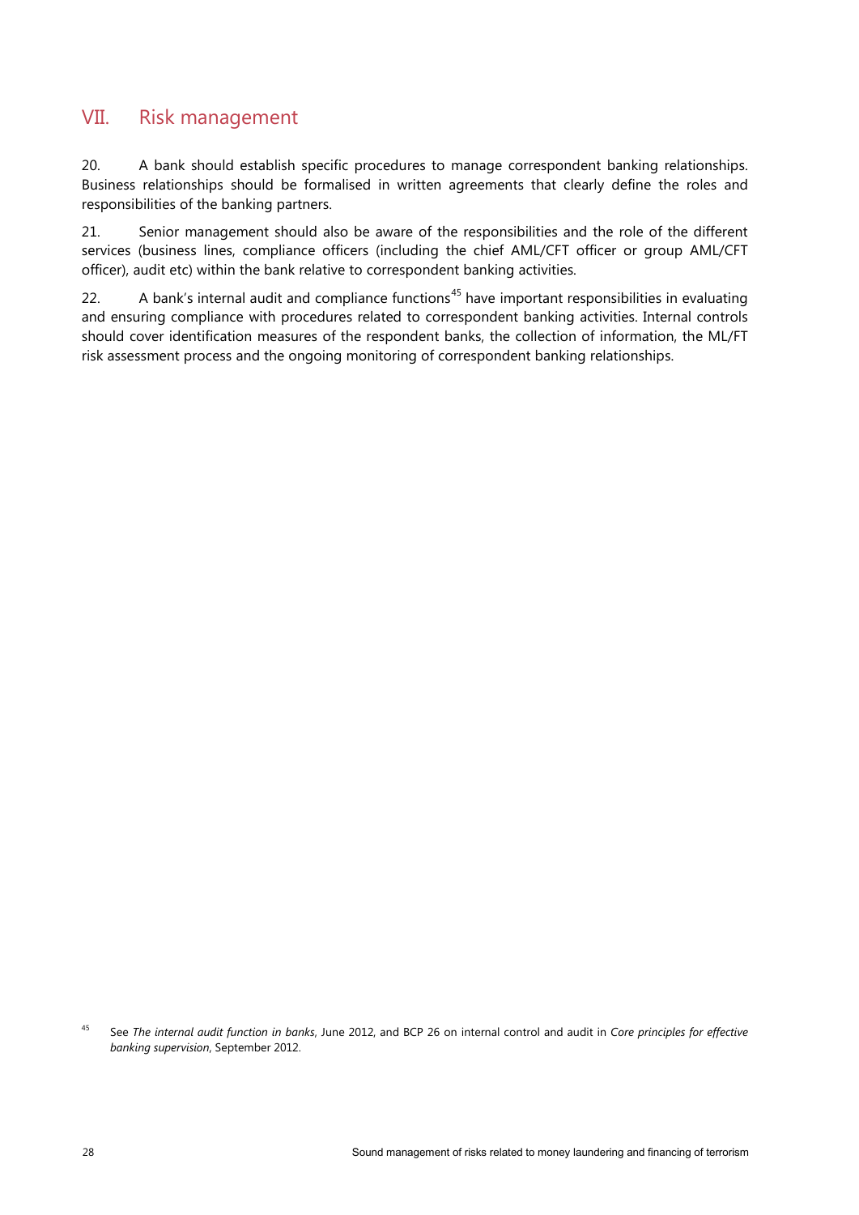## VII. Risk management

20. A bank should establish specific procedures to manage correspondent banking relationships. Business relationships should be formalised in written agreements that clearly define the roles and responsibilities of the banking partners.

21. Senior management should also be aware of the responsibilities and the role of the different services (business lines, compliance officers (including the chief AML/CFT officer or group AML/CFT officer), audit etc) within the bank relative to correspondent banking activities.

22. A bank's internal audit and compliance functions[45] have important responsibilities in evaluating and ensuring compliance with procedures related to correspondent banking activities. Internal controls should cover identification measures of the respondent banks, the collection of information, the ML/FT risk assessment process and the ongoing monitoring of correspondent banking relationships.

[45] See *The internal audit function in banks*, June 2012, and BCP 26 on internal control and audit in *Core principles for effective banking supervision*, September 2012.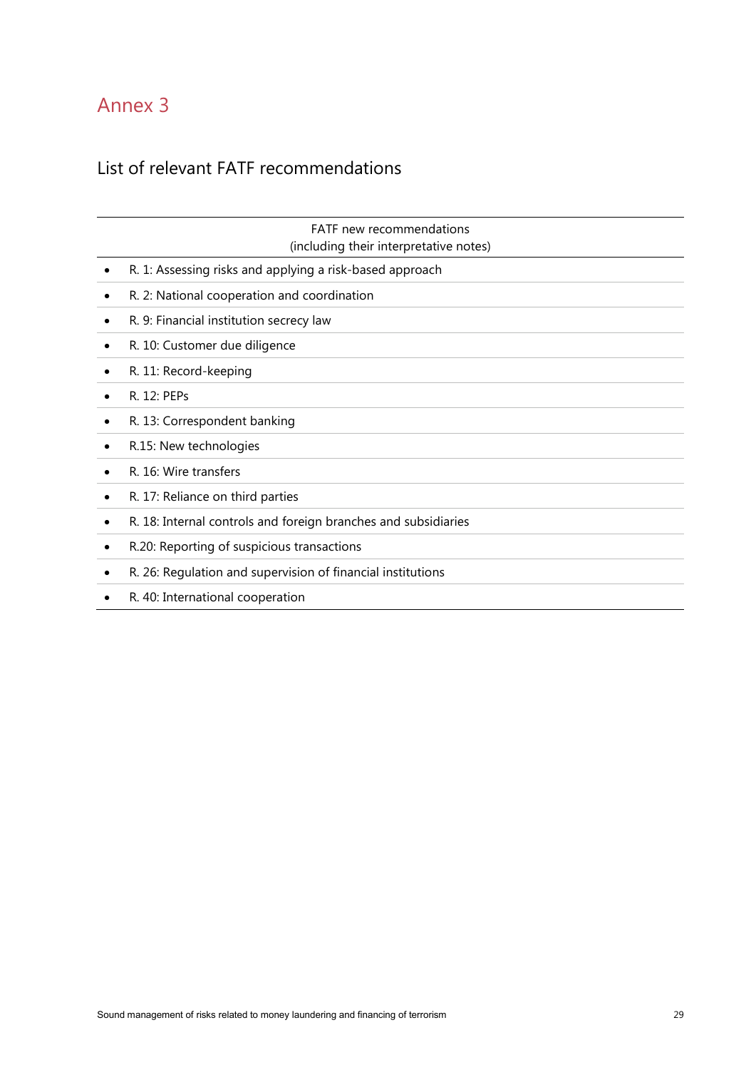# Annex 3

## List of relevant FATF recommendations

| FATF new recommendations (including their interpretative notes) |
|---|
| • R. 1: Assessing risks and applying a risk-based approach |
| • R. 2: National cooperation and coordination |
| • R. 9: Financial institution secrecy law |
| • R. 10: Customer due diligence |
| • R. 11: Record-keeping |
| • R. 12: PEPs |
| • R. 13: Correspondent banking |
| • R.15: New technologies |
| • R. 16: Wire transfers |
| • R. 17: Reliance on third parties |
| • R. 18: Internal controls and foreign branches and subsidiaries |
| • R.20: Reporting of suspicious transactions |
| • R. 26: Regulation and supervision of financial institutions |
| • R. 40: International cooperation |